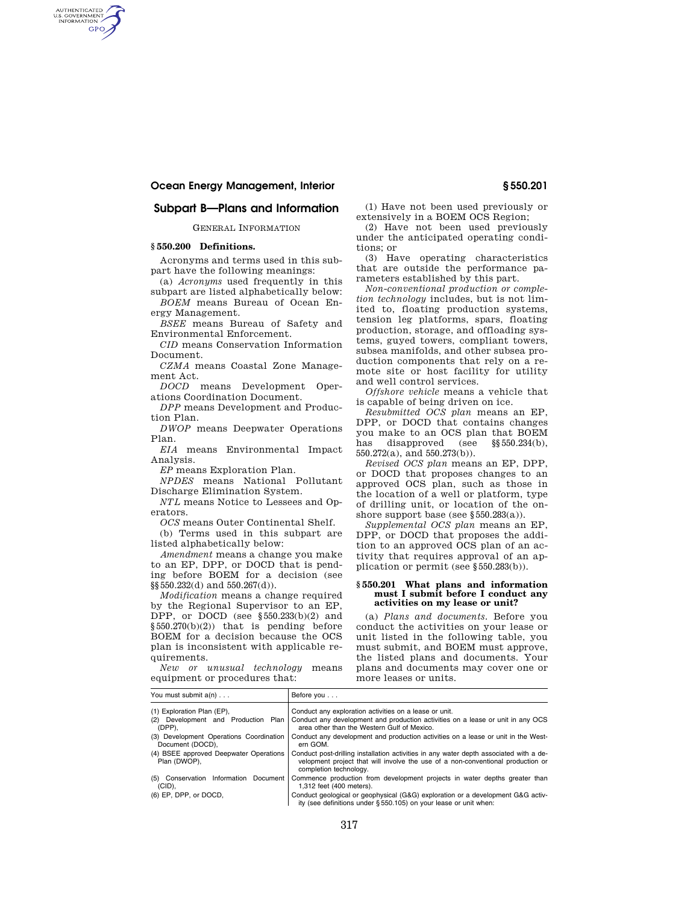## Subpart B—Plans and Information

GENERAL INFORMATION

### § 550.200 Definitions.

Acronyms and terms used in this subpart have the following meanings:

(a) *Acronyms* used frequently in this subpart are listed alphabetically below:

*BOEM* means Bureau of Ocean Energy Management.

*BSEE* means Bureau of Safety and Environmental Enforcement.

*CID* means Conservation Information Document.

*CZMA* means Coastal Zone Management Act.

*DOCD* means Development Operations Coordination Document.

*DPP* means Development and Production Plan.

*DWOP* means Deepwater Operations Plan.

*EIA* means Environmental Impact Analysis.

*EP* means Exploration Plan.

*NPDES* means National Pollutant Discharge Elimination System.

*NTL* means Notice to Lessees and Operators.

*OCS* means Outer Continental Shelf.

(b) Terms used in this subpart are listed alphabetically below:

*Amendment* means a change you make to an EP, DPP, or DOCD that is pending before BOEM for a decision (see §§ 550.232(d) and 550.267(d)).

*Modification* means a change required by the Regional Supervisor to an EP, DPP, or DOCD (see § 550.233(b)(2) and § 550.270(b)(2)) that is pending before BOEM for a decision because the OCS plan is inconsistent with applicable requirements.

*New or unusual technology* means equipment or procedures that:

(1) Have not been used previously or extensively in a BOEM OCS Region;

(2) Have not been used previously under the anticipated operating conditions; or

(3) Have operating characteristics that are outside the performance parameters established by this part.

*Non-conventional production or completion technology* includes, but is not limited to, floating production systems, tension leg platforms, spars, floating production, storage, and offloading systems, guyed towers, compliant towers, subsea manifolds, and other subsea production components that rely on a remote site or host facility for utility and well control services.

*Offshore vehicle* means a vehicle that is capable of being driven on ice.

*Resubmitted OCS plan* means an EP, DPP, or DOCD that contains changes you make to an OCS plan that BOEM has disapproved (see §§ 550.234(b), 550.272(a), and 550.273(b)).

*Revised OCS plan* means an EP, DPP, or DOCD that proposes changes to an approved OCS plan, such as those in the location of a well or platform, type of drilling unit, or location of the onshore support base (see § 550.283(a)).

*Supplemental OCS plan* means an EP, DPP, or DOCD that proposes the addition to an approved OCS plan of an activity that requires approval of an application or permit (see § 550.283(b)).

### § 550.201 What plans and information must I submit before I conduct any activities on my lease or unit?

(a) *Plans and documents.* Before you conduct the activities on your lease or unit listed in the following table, you must submit, and BOEM must approve, the listed plans and documents. Your plans and documents may cover one or more leases or units.

| You must submit a(n) . . . | Before you . . . |
|---|---|
| (1) Exploration Plan (EP), | Conduct any exploration activities on a lease or unit. |
| (2) Development and Production Plan (DPP), | Conduct any development and production activities on a lease or unit in any OCS area other than the Western Gulf of Mexico. |
| (3) Development Operations Coordination Document (DOCD), | Conduct any development and production activities on a lease or unit in the Western GOM. |
| (4) BSEE approved Deepwater Operations Plan (DWOP), | Conduct post-drilling installation activities in any water depth associated with a development project that will involve the use of a non-conventional production or completion technology. |
| (5) Conservation Information Document (CID), | Commence production from development projects in water depths greater than 1,312 feet (400 meters). |
| (6) EP, DPP, or DOCD, | Conduct geological or geophysical (G&G) exploration or a development G&G activity (see definitions under § 550.105) on your lease or unit when: |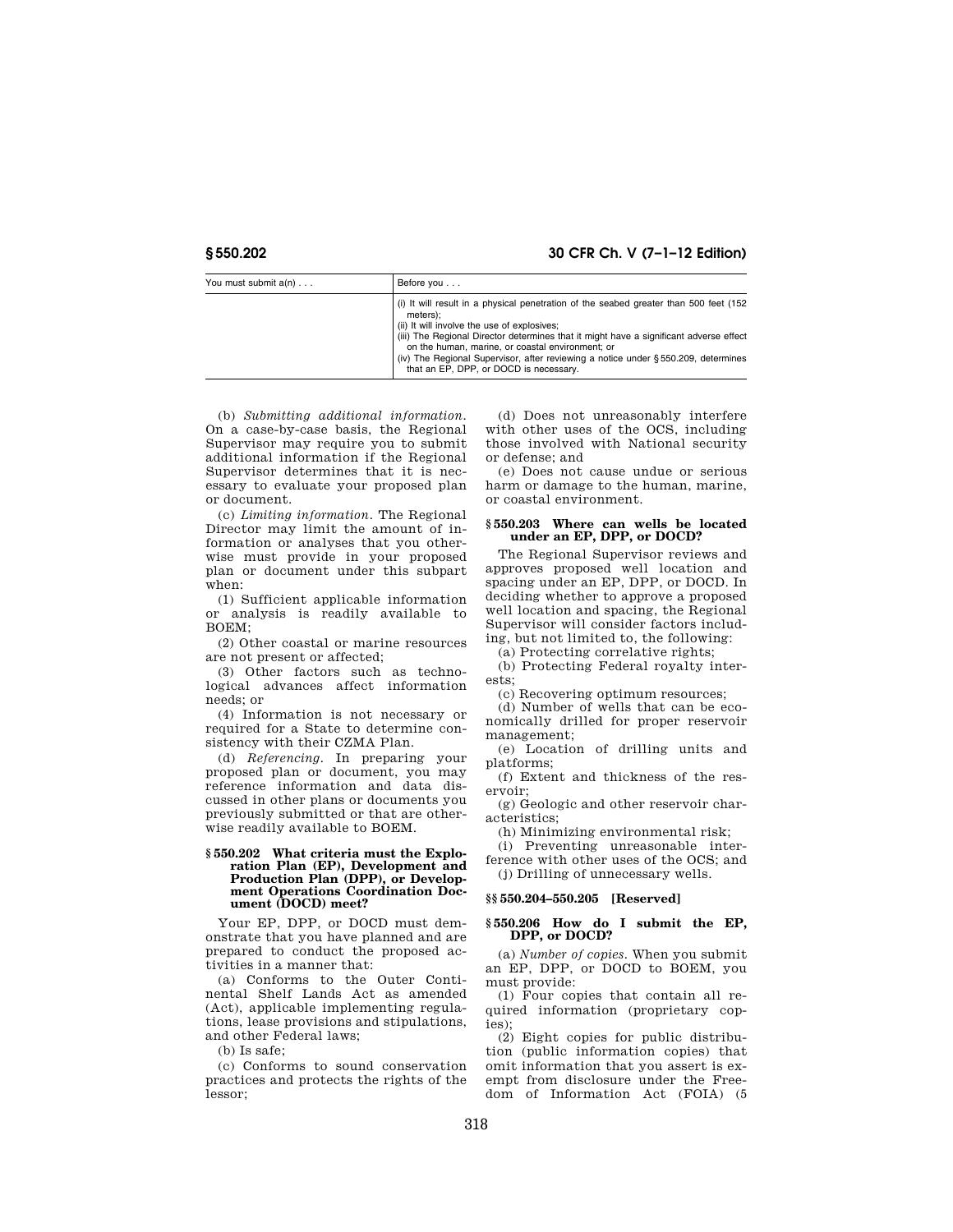| You must submit a(n) . . . | Before you . . . |
| --- | --- |
| | (i) It will result in a physical penetration of the seabed greater than 500 feet (152 meters);<br>(ii) It will involve the use of explosives;<br>(iii) The Regional Director determines that it might have a significant adverse effect on the human, marine, or coastal environment; or<br>(iv) The Regional Supervisor, after reviewing a notice under § 550.209, determines that an EP, DPP, or DOCD is necessary. |

(b) *Submitting additional information.* On a case-by-case basis, the Regional Supervisor may require you to submit additional information if the Regional Supervisor determines that it is necessary to evaluate your proposed plan or document.

(c) *Limiting information.* The Regional Director may limit the amount of information or analyses that you otherwise must provide in your proposed plan or document under this subpart when:

(1) Sufficient applicable information or analysis is readily available to BOEM;

(2) Other coastal or marine resources are not present or affected;

(3) Other factors such as technological advances affect information needs; or

(4) Information is not necessary or required for a State to determine consistency with their CZMA Plan.

(d) *Referencing.* In preparing your proposed plan or document, you may reference information and data discussed in other plans or documents you previously submitted or that are otherwise readily available to BOEM.

### § 550.202 What criteria must the Exploration Plan (EP), Development and Production Plan (DPP), or Development Operations Coordination Document (DOCD) meet?

Your EP, DPP, or DOCD must demonstrate that you have planned and are prepared to conduct the proposed activities in a manner that:

(a) Conforms to the Outer Continental Shelf Lands Act as amended (Act), applicable implementing regulations, lease provisions and stipulations, and other Federal laws;

(b) Is safe;

(c) Conforms to sound conservation practices and protects the rights of the lessor;

(d) Does not unreasonably interfere with other uses of the OCS, including those involved with National security or defense; and

(e) Does not cause undue or serious harm or damage to the human, marine, or coastal environment.

### § 550.203 Where can wells be located under an EP, DPP, or DOCD?

The Regional Supervisor reviews and approves proposed well location and spacing under an EP, DPP, or DOCD. In deciding whether to approve a proposed well location and spacing, the Regional Supervisor will consider factors including, but not limited to, the following:

(a) Protecting correlative rights;

(b) Protecting Federal royalty interests;

(c) Recovering optimum resources;

(d) Number of wells that can be economically drilled for proper reservoir management;

(e) Location of drilling units and platforms;

(f) Extent and thickness of the reservoir;

(g) Geologic and other reservoir characteristics;

(h) Minimizing environmental risk;

(i) Preventing unreasonable interference with other uses of the OCS; and

(j) Drilling of unnecessary wells.

### §§ 550.204–550.205 [Reserved]

### § 550.206 How do I submit the EP, DPP, or DOCD?

(a) *Number of copies.* When you submit an EP, DPP, or DOCD to BOEM, you must provide:

(1) Four copies that contain all required information (proprietary copies);

(2) Eight copies for public distribution (public information copies) that omit information that you assert is exempt from disclosure under the Freedom of Information Act (FOIA) (5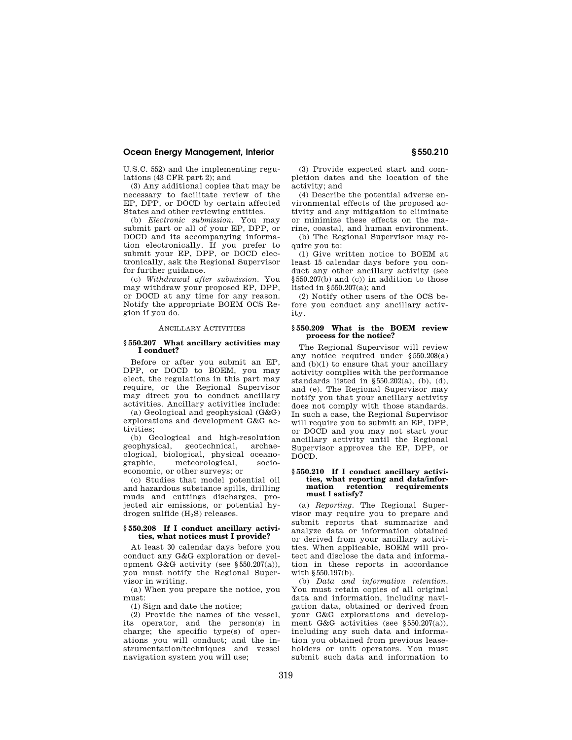U.S.C. 552) and the implementing regulations (43 CFR part 2); and

(3) Any additional copies that may be necessary to facilitate review of the EP, DPP, or DOCD by certain affected States and other reviewing entities.

(b) *Electronic submission.* You may submit part or all of your EP, DPP, or DOCD and its accompanying information electronically. If you prefer to submit your EP, DPP, or DOCD electronically, ask the Regional Supervisor for further guidance.

(c) *Withdrawal after submission.* You may withdraw your proposed EP, DPP, or DOCD at any time for any reason. Notify the appropriate BOEM OCS Region if you do.

ANCILLARY ACTIVITIES

### § 550.207 What ancillary activities may I conduct?

Before or after you submit an EP, DPP, or DOCD to BOEM, you may elect, the regulations in this part may require, or the Regional Supervisor may direct you to conduct ancillary activities. Ancillary activities include:

(a) Geological and geophysical (G&G) explorations and development G&G activities;

(b) Geological and high-resolution geophysical, geotechnical, archaeological, biological, physical oceanographic, meteorological, socioeconomic, or other surveys; or

(c) Studies that model potential oil and hazardous substance spills, drilling muds and cuttings discharges, projected air emissions, or potential hydrogen sulfide ($H_2S$) releases.

### § 550.208 If I conduct ancillary activities, what notices must I provide?

At least 30 calendar days before you conduct any G&G exploration or development G&G activity (see § 550.207(a)), you must notify the Regional Supervisor in writing.

(a) When you prepare the notice, you must:

(1) Sign and date the notice;

(2) Provide the names of the vessel, its operator, and the person(s) in charge; the specific type(s) of operations you will conduct; and the instrumentation/techniques and vessel navigation system you will use;

(3) Provide expected start and completion dates and the location of the activity; and

(4) Describe the potential adverse environmental effects of the proposed activity and any mitigation to eliminate or minimize these effects on the marine, coastal, and human environment.

(b) The Regional Supervisor may require you to:

(1) Give written notice to BOEM at least 15 calendar days before you conduct any other ancillary activity (see § 550.207(b) and (c)) in addition to those listed in § 550.207(a); and

(2) Notify other users of the OCS before you conduct any ancillary activity.

### § 550.209 What is the BOEM review process for the notice?

The Regional Supervisor will review any notice required under § 550.208(a) and (b)(1) to ensure that your ancillary activity complies with the performance standards listed in § 550.202(a), (b), (d), and (e). The Regional Supervisor may notify you that your ancillary activity does not comply with those standards. In such a case, the Regional Supervisor will require you to submit an EP, DPP, or DOCD and you may not start your ancillary activity until the Regional Supervisor approves the EP, DPP, or DOCD.

### § 550.210 If I conduct ancillary activities, what reporting and data/information retention requirements must I satisfy?

(a) *Reporting.* The Regional Supervisor may require you to prepare and submit reports that summarize and analyze data or information obtained or derived from your ancillary activities. When applicable, BOEM will protect and disclose the data and information in these reports in accordance with § 550.197(b).

(b) *Data and information retention.* You must retain copies of all original data and information, including navigation data, obtained or derived from your G&G explorations and development G&G activities (see § 550.207(a)), including any such data and information you obtained from previous leaseholders or unit operators. You must submit such data and information to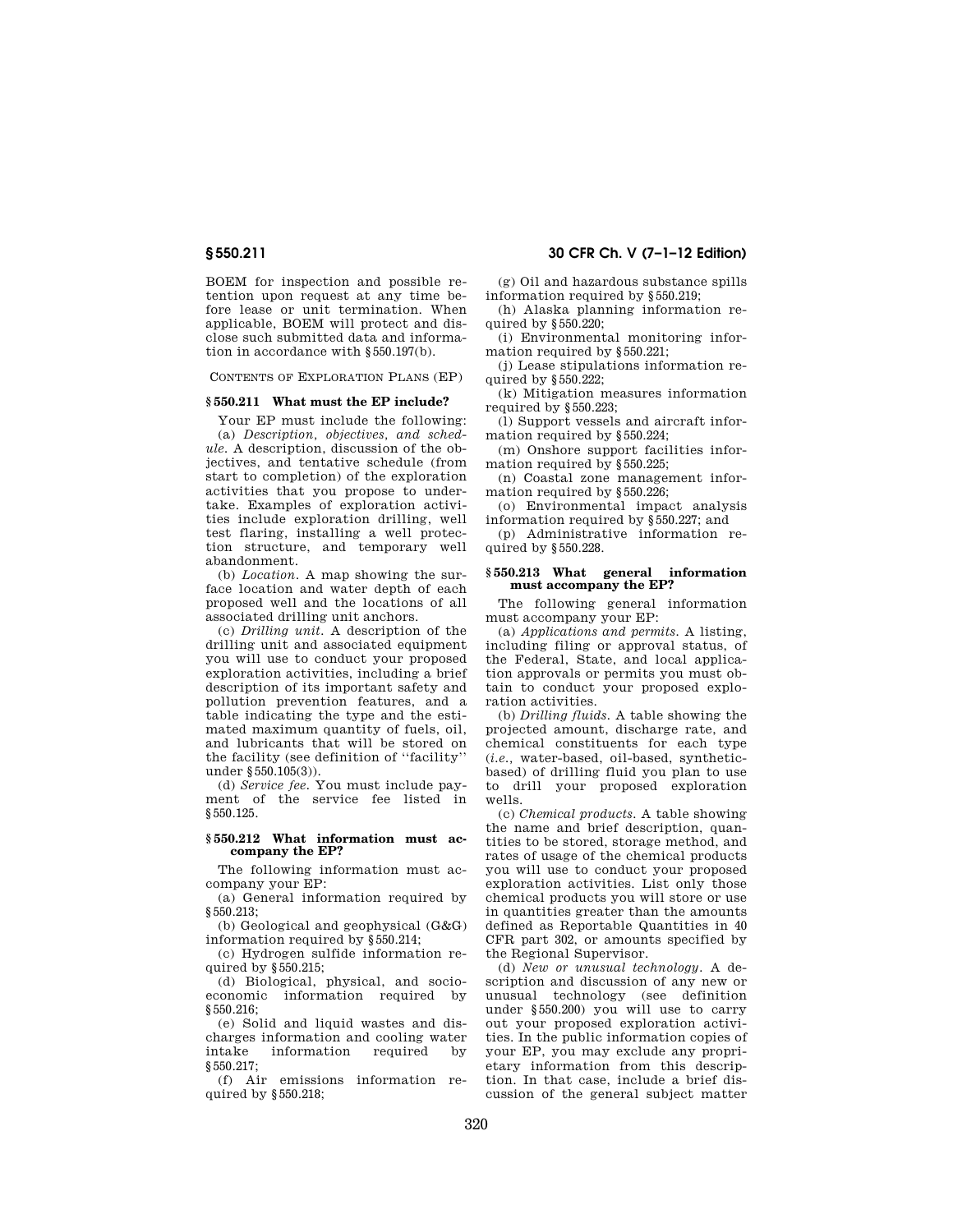BOEM for inspection and possible retention upon request at any time before lease or unit termination. When applicable, BOEM will protect and disclose such submitted data and information in accordance with §550.197(b).

CONTENTS OF EXPLORATION PLANS (EP)

### §550.211 What must the EP include?

Your EP must include the following:

(a) *Description, objectives, and schedule.* A description, discussion of the objectives, and tentative schedule (from start to completion) of the exploration activities that you propose to undertake. Examples of exploration activities include exploration drilling, well test flaring, installing a well protection structure, and temporary well abandonment.

(b) *Location.* A map showing the surface location and water depth of each proposed well and the locations of all associated drilling unit anchors.

(c) *Drilling unit.* A description of the drilling unit and associated equipment you will use to conduct your proposed exploration activities, including a brief description of its important safety and pollution prevention features, and a table indicating the type and the estimated maximum quantity of fuels, oil, and lubricants that will be stored on the facility (see definition of ''facility'' under §550.105(3)).

(d) *Service fee.* You must include payment of the service fee listed in §550.125.

### §550.212 What information must accompany the EP?

The following information must accompany your EP:

(a) General information required by §550.213;

(b) Geological and geophysical (G&G) information required by §550.214;

(c) Hydrogen sulfide information required by §550.215;

(d) Biological, physical, and socioeconomic information required by §550.216;

(e) Solid and liquid wastes and discharges information and cooling water intake information required by §550.217;

(f) Air emissions information required by §550.218;

(g) Oil and hazardous substance spills information required by §550.219;

(h) Alaska planning information required by §550.220;

(i) Environmental monitoring information required by §550.221;

(j) Lease stipulations information required by §550.222;

(k) Mitigation measures information required by §550.223;

(l) Support vessels and aircraft information required by §550.224;

(m) Onshore support facilities information required by §550.225;

(n) Coastal zone management information required by §550.226;

(o) Environmental impact analysis information required by §550.227; and

(p) Administrative information required by §550.228.

### §550.213 What general information must accompany the EP?

The following general information must accompany your EP:

(a) *Applications and permits.* A listing, including filing or approval status, of the Federal, State, and local application approvals or permits you must obtain to conduct your proposed exploration activities.

(b) *Drilling fluids.* A table showing the projected amount, discharge rate, and chemical constituents for each type (*i.e.*, water-based, oil-based, synthetic-based) of drilling fluid you plan to use to drill your proposed exploration wells.

(c) *Chemical products.* A table showing the name and brief description, quantities to be stored, storage method, and rates of usage of the chemical products you will use to conduct your proposed exploration activities. List only those chemical products you will store or use in quantities greater than the amounts defined as Reportable Quantities in 40 CFR part 302, or amounts specified by the Regional Supervisor.

(d) *New or unusual technology.* A description and discussion of any new or unusual technology (see definition under §550.200) you will use to carry out your proposed exploration activities. In the public information copies of your EP, you may exclude any proprietary information from this description. In that case, include a brief discussion of the general subject matter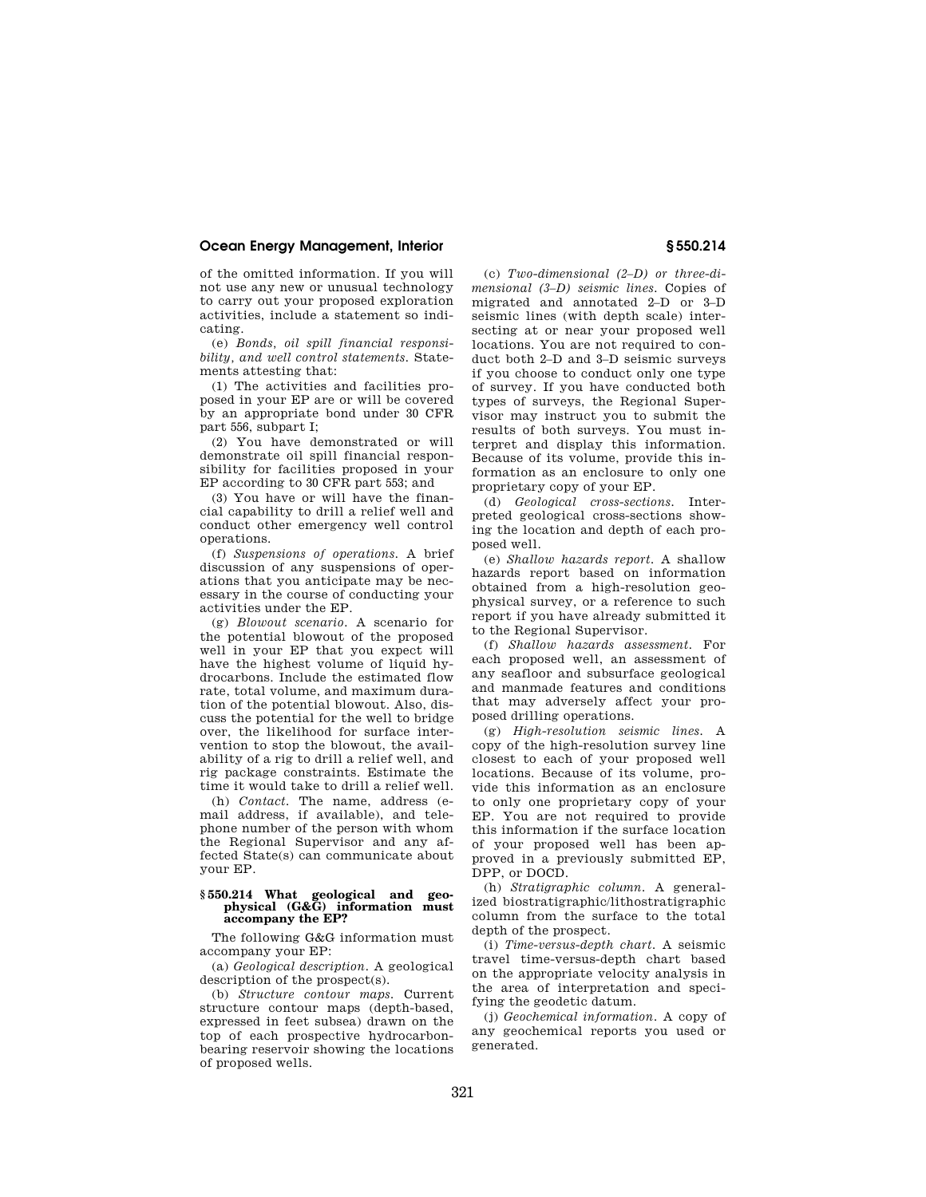of the omitted information. If you will not use any new or unusual technology to carry out your proposed exploration activities, include a statement so indicating.

(e) *Bonds, oil spill financial responsibility, and well control statements.* Statements attesting that:

(1) The activities and facilities proposed in your EP are or will be covered by an appropriate bond under 30 CFR part 556, subpart I;

(2) You have demonstrated or will demonstrate oil spill financial responsibility for facilities proposed in your EP according to 30 CFR part 553; and

(3) You have or will have the financial capability to drill a relief well and conduct other emergency well control operations.

(f) *Suspensions of operations.* A brief discussion of any suspensions of operations that you anticipate may be necessary in the course of conducting your activities under the EP.

(g) *Blowout scenario.* A scenario for the potential blowout of the proposed well in your EP that you expect will have the highest volume of liquid hydrocarbons. Include the estimated flow rate, total volume, and maximum duration of the potential blowout. Also, discuss the potential for the well to bridge over, the likelihood for surface intervention to stop the blowout, the availability of a rig to drill a relief well, and rig package constraints. Estimate the time it would take to drill a relief well.

(h) *Contact.* The name, address (e-mail address, if available), and telephone number of the person with whom the Regional Supervisor and any affected State(s) can communicate about your EP.

### § 550.214 What geological and geophysical (G&G) information must accompany the EP?

The following G&G information must accompany your EP:

(a) *Geological description.* A geological description of the prospect(s).

(b) *Structure contour maps.* Current structure contour maps (depth-based, expressed in feet subsea) drawn on the top of each prospective hydrocarbon-bearing reservoir showing the locations of proposed wells.

(c) *Two-dimensional (2–D) or three-dimensional (3–D) seismic lines.* Copies of migrated and annotated 2–D or 3–D seismic lines (with depth scale) intersecting at or near your proposed well locations. You are not required to conduct both 2–D and 3–D seismic surveys if you choose to conduct only one type of survey. If you have conducted both types of surveys, the Regional Supervisor may instruct you to submit the results of both surveys. You must interpret and display this information. Because of its volume, provide this information as an enclosure to only one proprietary copy of your EP.

(d) *Geological cross-sections.* Interpreted geological cross-sections showing the location and depth of each proposed well.

(e) *Shallow hazards report.* A shallow hazards report based on information obtained from a high-resolution geophysical survey, or a reference to such report if you have already submitted it to the Regional Supervisor.

(f) *Shallow hazards assessment.* For each proposed well, an assessment of any seafloor and subsurface geological and manmade features and conditions that may adversely affect your proposed drilling operations.

(g) *High-resolution seismic lines.* A copy of the high-resolution survey line closest to each of your proposed well locations. Because of its volume, provide this information as an enclosure to only one proprietary copy of your EP. You are not required to provide this information if the surface location of your proposed well has been approved in a previously submitted EP, DPP, or DOCD.

(h) *Stratigraphic column.* A generalized biostratigraphic/lithostratigraphic column from the surface to the total depth of the prospect.

(i) *Time-versus-depth chart.* A seismic travel time-versus-depth chart based on the appropriate velocity analysis in the area of interpretation and specifying the geodetic datum.

(j) *Geochemical information.* A copy of any geochemical reports you used or generated.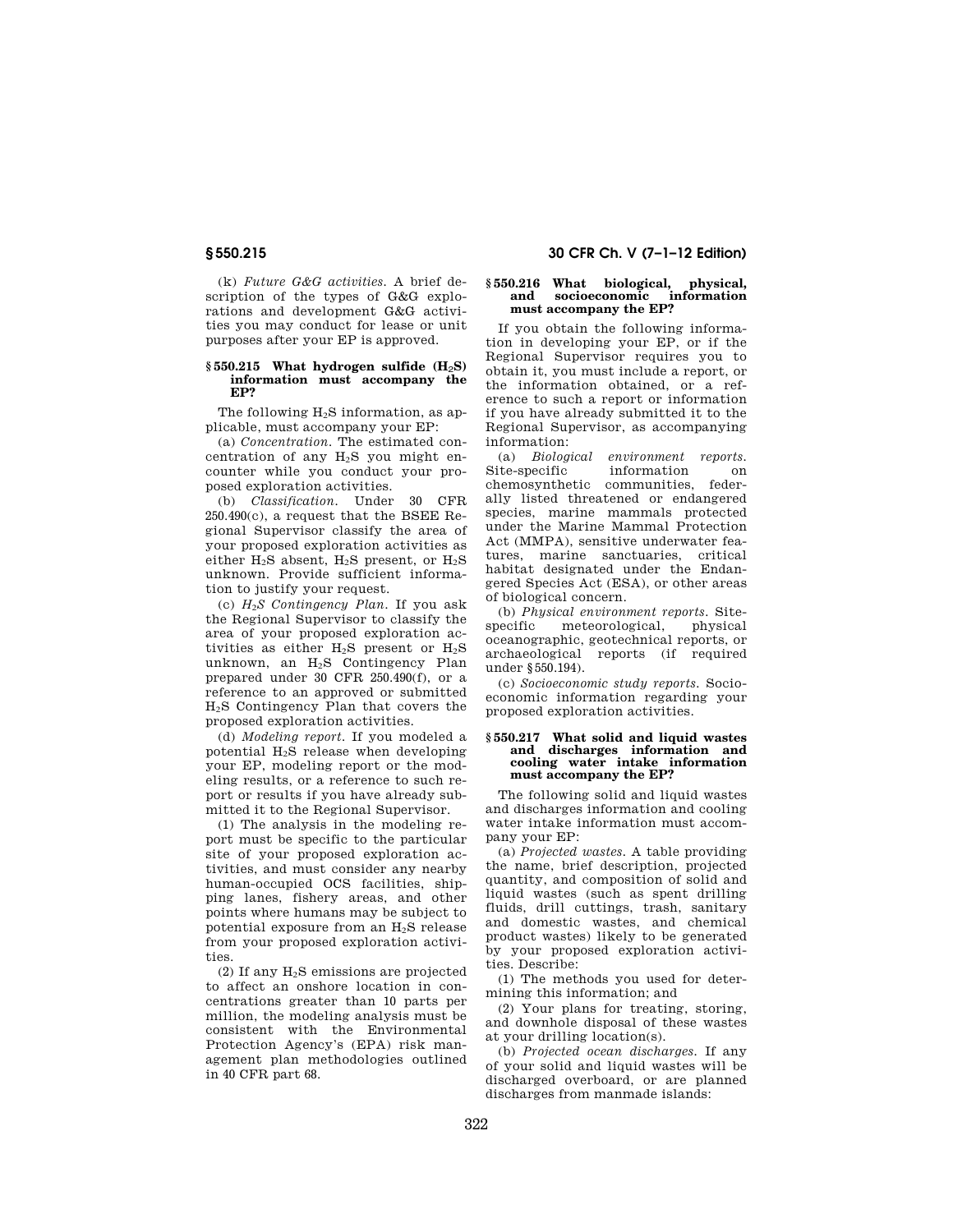(k) *Future G&G activities.* A brief description of the types of G&G explorations and development G&G activities you may conduct for lease or unit purposes after your EP is approved.

### § 550.215 What hydrogen sulfide ($H_2S$) information must accompany the EP?

The following $H_2S$ information, as applicable, must accompany your EP:

(a) *Concentration.* The estimated concentration of any $H_2S$ you might encounter while you conduct your proposed exploration activities.

(b) *Classification.* Under 30 CFR 250.490(c), a request that the BSEE Regional Supervisor classify the area of your proposed exploration activities as either $H_2S$ absent, $H_2S$ present, or $H_2S$ unknown. Provide sufficient information to justify your request.

(c) *$H_2S$ Contingency Plan.* If you ask the Regional Supervisor to classify the area of your proposed exploration activities as either $H_2S$ present or $H_2S$ unknown, an $H_2S$ Contingency Plan prepared under 30 CFR 250.490(f), or a reference to an approved or submitted $H_2S$ Contingency Plan that covers the proposed exploration activities.

(d) *Modeling report.* If you modeled a potential $H_2S$ release when developing your EP, modeling report or the modeling results, or a reference to such report or results if you have already submitted it to the Regional Supervisor.

(1) The analysis in the modeling report must be specific to the particular site of your proposed exploration activities, and must consider any nearby human-occupied OCS facilities, shipping lanes, fishery areas, and other points where humans may be subject to potential exposure from an $H_2S$ release from your proposed exploration activities.

(2) If any $H_2S$ emissions are projected to affect an onshore location in concentrations greater than 10 parts per million, the modeling analysis must be consistent with the Environmental Protection Agency's (EPA) risk management plan methodologies outlined in 40 CFR part 68.

### § 550.216 What biological, physical, and socioeconomic information must accompany the EP?

If you obtain the following information in developing your EP, or if the Regional Supervisor requires you to obtain it, you must include a report, or the information obtained, or a reference to such a report or information if you have already submitted it to the Regional Supervisor, as accompanying information:

(a) *Biological environment reports.* Site-specific information on chemosynthetic communities, federally listed threatened or endangered species, marine mammals protected under the Marine Mammal Protection Act (MMPA), sensitive underwater features, marine sanctuaries, critical habitat designated under the Endangered Species Act (ESA), or other areas of biological concern.

(b) *Physical environment reports.* Site-specific meteorological, physical oceanographic, geotechnical reports, or archaeological reports (if required under § 550.194).

(c) *Socioeconomic study reports.* Socioeconomic information regarding your proposed exploration activities.

### § 550.217 What solid and liquid wastes and discharges information and cooling water intake information must accompany the EP?

The following solid and liquid wastes and discharges information and cooling water intake information must accompany your EP:

(a) *Projected wastes.* A table providing the name, brief description, projected quantity, and composition of solid and liquid wastes (such as spent drilling fluids, drill cuttings, trash, sanitary and domestic wastes, and chemical product wastes) likely to be generated by your proposed exploration activities. Describe:

(1) The methods you used for determining this information; and

(2) Your plans for treating, storing, and downhole disposal of these wastes at your drilling location(s).

(b) *Projected ocean discharges.* If any of your solid and liquid wastes will be discharged overboard, or are planned discharges from manmade islands: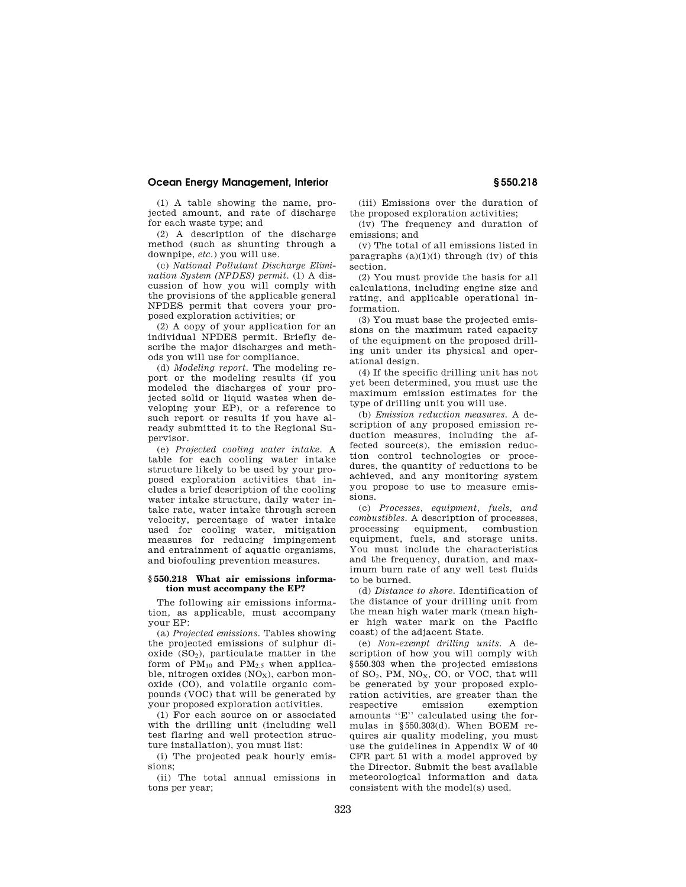(1) A table showing the name, projected amount, and rate of discharge for each waste type; and

(2) A description of the discharge method (such as shunting through a downpipe, *etc.*) you will use.

(c) *National Pollutant Discharge Elimination System (NPDES) permit.* (1) A discussion of how you will comply with the provisions of the applicable general NPDES permit that covers your proposed exploration activities; or

(2) A copy of your application for an individual NPDES permit. Briefly describe the major discharges and methods you will use for compliance.

(d) *Modeling report.* The modeling report or the modeling results (if you modeled the discharges of your projected solid or liquid wastes when developing your EP), or a reference to such report or results if you have already submitted it to the Regional Supervisor.

(e) *Projected cooling water intake.* A table for each cooling water intake structure likely to be used by your proposed exploration activities that includes a brief description of the cooling water intake structure, daily water intake rate, water intake through screen velocity, percentage of water intake used for cooling water, mitigation measures for reducing impingement and entrainment of aquatic organisms, and biofouling prevention measures.

### § 550.218 What air emissions information must accompany the EP?

The following air emissions information, as applicable, must accompany your EP:

(a) *Projected emissions.* Tables showing the projected emissions of sulphur dioxide ($SO_2$), particulate matter in the form of $PM_{10}$ and $PM_{2.5}$ when applicable, nitrogen oxides ($NO_X$), carbon monoxide (CO), and volatile organic compounds (VOC) that will be generated by your proposed exploration activities.

(1) For each source on or associated with the drilling unit (including well test flaring and well protection structure installation), you must list:

(i) The projected peak hourly emissions;

(ii) The total annual emissions in tons per year;

(iii) Emissions over the duration of the proposed exploration activities;

(iv) The frequency and duration of emissions; and

(v) The total of all emissions listed in paragraphs (a)(1)(i) through (iv) of this section.

(2) You must provide the basis for all calculations, including engine size and rating, and applicable operational information.

(3) You must base the projected emissions on the maximum rated capacity of the equipment on the proposed drilling unit under its physical and operational design.

(4) If the specific drilling unit has not yet been determined, you must use the maximum emission estimates for the type of drilling unit you will use.

(b) *Emission reduction measures.* A description of any proposed emission reduction measures, including the affected source(s), the emission reduction control technologies or procedures, the quantity of reductions to be achieved, and any monitoring system you propose to use to measure emissions.

(c) *Processes, equipment, fuels, and combustibles.* A description of processes, processing equipment, combustion equipment, fuels, and storage units. You must include the characteristics and the frequency, duration, and maximum burn rate of any well test fluids to be burned.

(d) *Distance to shore.* Identification of the distance of your drilling unit from the mean high water mark (mean higher high water mark on the Pacific coast) of the adjacent State.

(e) *Non-exempt drilling units.* A description of how you will comply with § 550.303 when the projected emissions of $SO_2$, PM, $NO_X$, CO, or VOC, that will be generated by your proposed exploration activities, are greater than the respective emission exemption amounts "E" calculated using the formulas in § 550.303(d). When BOEM requires air quality modeling, you must use the guidelines in Appendix W of 40 CFR part 51 with a model approved by the Director. Submit the best available meteorological information and data consistent with the model(s) used.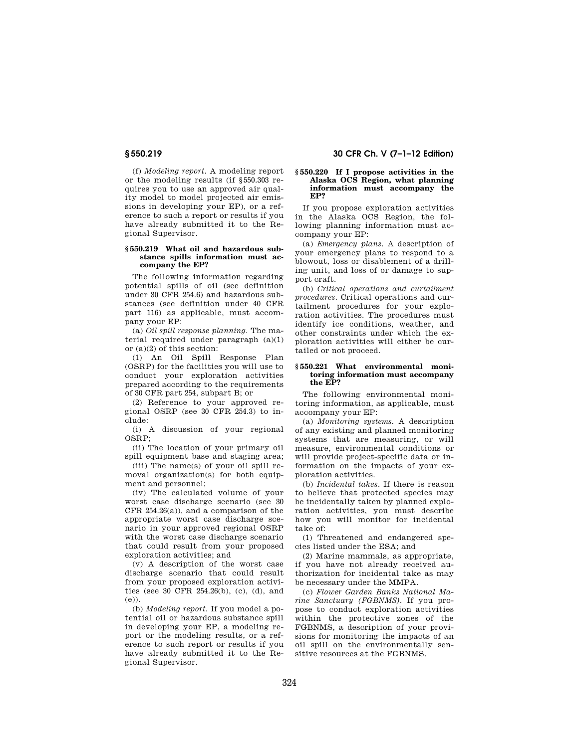(f) *Modeling report.* A modeling report or the modeling results (if §550.303 requires you to use an approved air quality model to model projected air emissions in developing your EP), or a reference to such a report or results if you have already submitted it to the Regional Supervisor.

### §550.219 What oil and hazardous substance spills information must accompany the EP?

The following information regarding potential spills of oil (see definition under 30 CFR 254.6) and hazardous substances (see definition under 40 CFR part 116) as applicable, must accompany your EP:

(a) *Oil spill response planning.* The material required under paragraph (a)(1) or (a)(2) of this section:

(1) An Oil Spill Response Plan (OSRP) for the facilities you will use to conduct your exploration activities prepared according to the requirements of 30 CFR part 254, subpart B; or

(2) Reference to your approved regional OSRP (see 30 CFR 254.3) to include:

(i) A discussion of your regional OSRP;

(ii) The location of your primary oil spill equipment base and staging area;

(iii) The name(s) of your oil spill removal organization(s) for both equipment and personnel;

(iv) The calculated volume of your worst case discharge scenario (see 30 CFR 254.26(a)), and a comparison of the appropriate worst case discharge scenario in your approved regional OSRP with the worst case discharge scenario that could result from your proposed exploration activities; and

(v) A description of the worst case discharge scenario that could result from your proposed exploration activities (see 30 CFR 254.26(b), (c), (d), and (e)).

(b) *Modeling report.* If you model a potential oil or hazardous substance spill in developing your EP, a modeling report or the modeling results, or a reference to such report or results if you have already submitted it to the Regional Supervisor.

### §550.220 If I propose activities in the Alaska OCS Region, what planning information must accompany the EP?

If you propose exploration activities in the Alaska OCS Region, the following planning information must accompany your EP:

(a) *Emergency plans.* A description of your emergency plans to respond to a blowout, loss or disablement of a drilling unit, and loss of or damage to support craft.

(b) *Critical operations and curtailment procedures.* Critical operations and curtailment procedures for your exploration activities. The procedures must identify ice conditions, weather, and other constraints under which the exploration activities will either be curtailed or not proceed.

### §550.221 What environmental monitoring information must accompany the EP?

The following environmental monitoring information, as applicable, must accompany your EP:

(a) *Monitoring systems.* A description of any existing and planned monitoring systems that are measuring, or will measure, environmental conditions or will provide project-specific data or information on the impacts of your exploration activities.

(b) *Incidental takes.* If there is reason to believe that protected species may be incidentally taken by planned exploration activities, you must describe how you will monitor for incidental take of:

(1) Threatened and endangered species listed under the ESA; and

(2) Marine mammals, as appropriate, if you have not already received authorization for incidental take as may be necessary under the MMPA.

(c) *Flower Garden Banks National Marine Sanctuary (FGBNMS).* If you propose to conduct exploration activities within the protective zones of the FGBNMS, a description of your provisions for monitoring the impacts of an oil spill on the environmentally sensitive resources at the FGBNMS.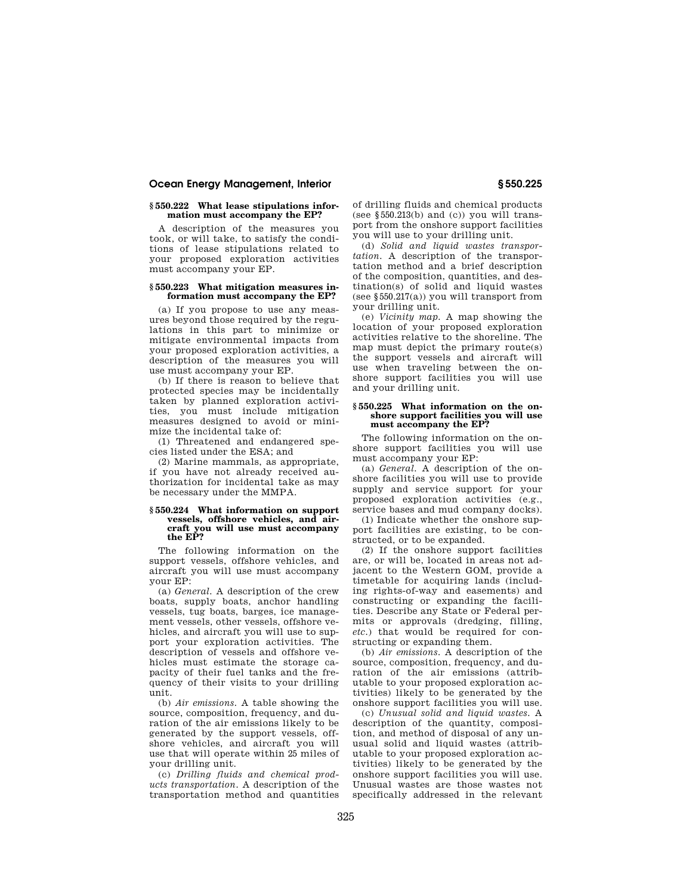### § 550.222 What lease stipulations information must accompany the EP?

A description of the measures you took, or will take, to satisfy the conditions of lease stipulations related to your proposed exploration activities must accompany your EP.

### § 550.223 What mitigation measures information must accompany the EP?

(a) If you propose to use any measures beyond those required by the regulations in this part to minimize or mitigate environmental impacts from your proposed exploration activities, a description of the measures you will use must accompany your EP.

(b) If there is reason to believe that protected species may be incidentally taken by planned exploration activities, you must include mitigation measures designed to avoid or minimize the incidental take of:

(1) Threatened and endangered species listed under the ESA; and

(2) Marine mammals, as appropriate, if you have not already received authorization for incidental take as may be necessary under the MMPA.

### § 550.224 What information on support vessels, offshore vehicles, and aircraft you will use must accompany the EP?

The following information on the support vessels, offshore vehicles, and aircraft you will use must accompany your EP:

(a) *General*. A description of the crew boats, supply boats, anchor handling vessels, tug boats, barges, ice management vessels, other vessels, offshore vehicles, and aircraft you will use to support your exploration activities. The description of vessels and offshore vehicles must estimate the storage capacity of their fuel tanks and the frequency of their visits to your drilling unit.

(b) *Air emissions*. A table showing the source, composition, frequency, and duration of the air emissions likely to be generated by the support vessels, offshore vehicles, and aircraft you will use that will operate within 25 miles of your drilling unit.

(c) *Drilling fluids and chemical products transportation*. A description of the transportation method and quantities of drilling fluids and chemical products (see § 550.213(b) and (c)) you will transport from the onshore support facilities you will use to your drilling unit.

(d) *Solid and liquid wastes transportation*. A description of the transportation method and a brief description of the composition, quantities, and destination(s) of solid and liquid wastes (see § 550.217(a)) you will transport from your drilling unit.

(e) *Vicinity map*. A map showing the location of your proposed exploration activities relative to the shoreline. The map must depict the primary route(s) the support vessels and aircraft will use when traveling between the onshore support facilities you will use and your drilling unit.

### § 550.225 What information on the onshore support facilities you will use must accompany the EP?

The following information on the onshore support facilities you will use must accompany your EP:

(a) *General*. A description of the onshore facilities you will use to provide supply and service support for your proposed exploration activities (e.g., service bases and mud company docks).

(1) Indicate whether the onshore support facilities are existing, to be constructed, or to be expanded.

(2) If the onshore support facilities are, or will be, located in areas not adjacent to the Western GOM, provide a timetable for acquiring lands (including rights-of-way and easements) and constructing or expanding the facilities. Describe any State or Federal permits or approvals (dredging, filling, *etc.*) that would be required for constructing or expanding them.

(b) *Air emissions*. A description of the source, composition, frequency, and duration of the air emissions (attributable to your proposed exploration activities) likely to be generated by the onshore support facilities you will use.

(c) *Unusual solid and liquid wastes*. A description of the quantity, composition, and method of disposal of any unusual solid and liquid wastes (attributable to your proposed exploration activities) likely to be generated by the onshore support facilities you will use. Unusual wastes are those wastes not specifically addressed in the relevant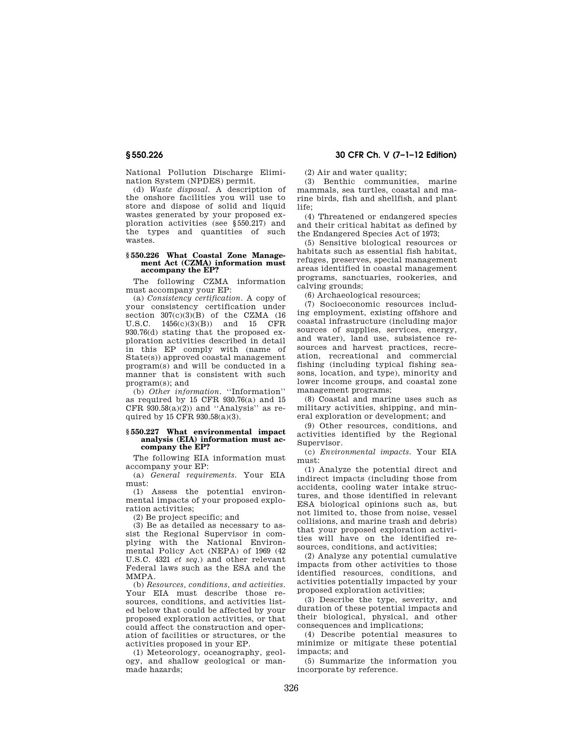National Pollution Discharge Elimination System (NPDES) permit.

(d) *Waste disposal.* A description of the onshore facilities you will use to store and dispose of solid and liquid wastes generated by your proposed exploration activities (see §550.217) and the types and quantities of such wastes.

### § 550.226 What Coastal Zone Management Act (CZMA) information must accompany the EP?

The following CZMA information must accompany your EP:

(a) *Consistency certification.* A copy of your consistency certification under section 307(c)(3)(B) of the CZMA (16 U.S.C. 1456(c)(3)(B)) and 15 CFR 930.76(d) stating that the proposed exploration activities described in detail in this EP comply with (name of State(s)) approved coastal management program(s) and will be conducted in a manner that is consistent with such program(s); and

(b) *Other information.* ''Information'' as required by 15 CFR 930.76(a) and 15 CFR 930.58(a)(2)) and ''Analysis'' as required by 15 CFR 930.58(a)(3).

### § 550.227 What environmental impact analysis (EIA) information must accompany the EP?

The following EIA information must accompany your EP:

(a) *General requirements.* Your EIA must:

(1) Assess the potential environmental impacts of your proposed exploration activities;

(2) Be project specific; and

(3) Be as detailed as necessary to assist the Regional Supervisor in complying with the National Environmental Policy Act (NEPA) of 1969 (42 U.S.C. 4321 *et seq.*) and other relevant Federal laws such as the ESA and the MMPA.

(b) *Resources, conditions, and activities.* Your EIA must describe those resources, conditions, and activities listed below that could be affected by your proposed exploration activities, or that could affect the construction and operation of facilities or structures, or the activities proposed in your EP.

(1) Meteorology, oceanography, geology, and shallow geological or manmade hazards;

(2) Air and water quality;

(3) Benthic communities, marine mammals, sea turtles, coastal and marine birds, fish and shellfish, and plant life;

(4) Threatened or endangered species and their critical habitat as defined by the Endangered Species Act of 1973;

(5) Sensitive biological resources or habitats such as essential fish habitat, refuges, preserves, special management areas identified in coastal management programs, sanctuaries, rookeries, and calving grounds;

(6) Archaeological resources;

(7) Socioeconomic resources including employment, existing offshore and coastal infrastructure (including major sources of supplies, services, energy, and water), land use, subsistence resources and harvest practices, recreation, recreational and commercial fishing (including typical fishing seasons, location, and type), minority and lower income groups, and coastal zone management programs;

(8) Coastal and marine uses such as military activities, shipping, and mineral exploration or development; and

(9) Other resources, conditions, and activities identified by the Regional Supervisor.

(c) *Environmental impacts.* Your EIA must:

(1) Analyze the potential direct and indirect impacts (including those from accidents, cooling water intake structures, and those identified in relevant ESA biological opinions such as, but not limited to, those from noise, vessel collisions, and marine trash and debris) that your proposed exploration activities will have on the identified resources, conditions, and activities;

(2) Analyze any potential cumulative impacts from other activities to those identified resources, conditions, and activities potentially impacted by your proposed exploration activities;

(3) Describe the type, severity, and duration of these potential impacts and their biological, physical, and other consequences and implications;

(4) Describe potential measures to minimize or mitigate these potential impacts; and

(5) Summarize the information you incorporate by reference.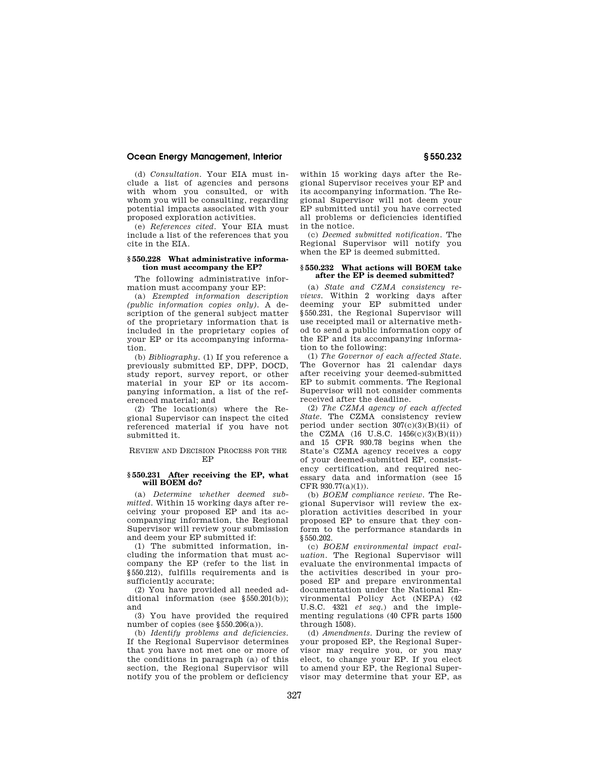(d) *Consultation*. Your EIA must include a list of agencies and persons with whom you consulted, or with whom you will be consulting, regarding potential impacts associated with your proposed exploration activities.

(e) *References cited*. Your EIA must include a list of the references that you cite in the EIA.

### § 550.228 What administrative information must accompany the EP?

The following administrative information must accompany your EP:

(a) *Exempted information description (public information copies only)*. A description of the general subject matter of the proprietary information that is included in the proprietary copies of your EP or its accompanying information.

(b) *Bibliography*. (1) If you reference a previously submitted EP, DPP, DOCD, study report, survey report, or other material in your EP or its accompanying information, a list of the referenced material; and

(2) The location(s) where the Regional Supervisor can inspect the cited referenced material if you have not submitted it.

## REVIEW AND DECISION PROCESS FOR THE EP

### § 550.231 After receiving the EP, what will BOEM do?

(a) *Determine whether deemed submitted*. Within 15 working days after receiving your proposed EP and its accompanying information, the Regional Supervisor will review your submission and deem your EP submitted if:

(1) The submitted information, including the information that must accompany the EP (refer to the list in § 550.212), fulfills requirements and is sufficiently accurate;

(2) You have provided all needed additional information (see § 550.201(b)); and

(3) You have provided the required number of copies (see § 550.206(a)).

(b) *Identify problems and deficiencies*. If the Regional Supervisor determines that you have not met one or more of the conditions in paragraph (a) of this section, the Regional Supervisor will notify you of the problem or deficiency within 15 working days after the Regional Supervisor receives your EP and its accompanying information. The Regional Supervisor will not deem your EP submitted until you have corrected all problems or deficiencies identified in the notice.

(c) *Deemed submitted notification*. The Regional Supervisor will notify you when the EP is deemed submitted.

### § 550.232 What actions will BOEM take after the EP is deemed submitted?

(a) *State and CZMA consistency reviews*. Within 2 working days after deeming your EP submitted under § 550.231, the Regional Supervisor will use receipted mail or alternative method to send a public information copy of the EP and its accompanying information to the following:

(1) *The Governor of each affected State*. The Governor has 21 calendar days after receiving your deemed-submitted EP to submit comments. The Regional Supervisor will not consider comments received after the deadline.

(2) *The CZMA agency of each affected State*. The CZMA consistency review period under section 307(c)(3)(B)(ii) of the CZMA (16 U.S.C. 1456(c)(3)(B)(ii)) and 15 CFR 930.78 begins when the State's CZMA agency receives a copy of your deemed-submitted EP, consistency certification, and required necessary data and information (see 15 CFR 930.77(a)(1)).

(b) *BOEM compliance review*. The Regional Supervisor will review the exploration activities described in your proposed EP to ensure that they conform to the performance standards in § 550.202.

(c) *BOEM environmental impact evaluation*. The Regional Supervisor will evaluate the environmental impacts of the activities described in your proposed EP and prepare environmental documentation under the National Environmental Policy Act (NEPA) (42 U.S.C. 4321 *et seq*.) and the implementing regulations (40 CFR parts 1500 through 1508).

(d) *Amendments*. During the review of your proposed EP, the Regional Supervisor may require you, or you may elect, to change your EP. If you elect to amend your EP, the Regional Supervisor may determine that your EP, as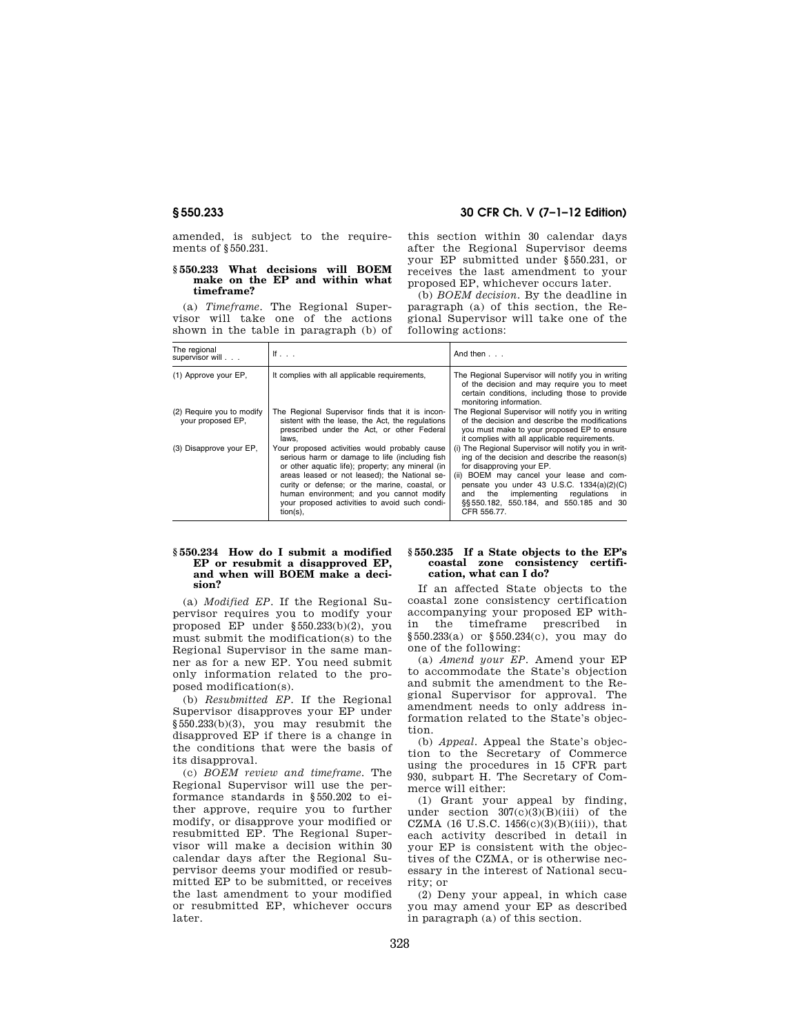amended, is subject to the requirements of §550.231.

### §550.233 What decisions will BOEM make on the EP and within what timeframe?

(a) *Timeframe.* The Regional Supervisor will take one of the actions shown in the table in paragraph (b) of this section within 30 calendar days after the Regional Supervisor deems your EP submitted under §550.231, or receives the last amendment to your proposed EP, whichever occurs later.

(b) *BOEM decision.* By the deadline in paragraph (a) of this section, the Regional Supervisor will take one of the following actions:

| The regional supervisor will . . . | If . . . | And then . . . |
|---|---|---|
| (1) Approve your EP, | It complies with all applicable requirements, | The Regional Supervisor will notify you in writing of the decision and may require you to meet certain conditions, including those to provide monitoring information. |
| (2) Require you to modify your proposed EP, | The Regional Supervisor finds that it is inconsistent with the lease, the Act, the regulations prescribed under the Act, or other Federal laws, | The Regional Supervisor will notify you in writing of the decision and describe the modifications you must make to your proposed EP to ensure it complies with all applicable requirements. |
| (3) Disapprove your EP, | Your proposed activities would probably cause serious harm or damage to life (including fish or other aquatic life); property; any mineral (in areas leased or not leased); the National security or defense; or the marine, coastal, or human environment; and you cannot modify your proposed activities to avoid such condition(s), | (i) The Regional Supervisor will notify you in writing of the decision and describe the reason(s) for disapproving your EP.<br>(ii) BOEM may cancel your lease and compensate you under 43 U.S.C. 1334(a)(2)(C) and the implementing regulations in §§550.182, 550.184, and 550.185 and 30 CFR 556.77. |

### §550.234 How do I submit a modified EP or resubmit a disapproved EP, and when will BOEM make a decision?

(a) *Modified EP.* If the Regional Supervisor requires you to modify your proposed EP under §550.233(b)(2), you must submit the modification(s) to the Regional Supervisor in the same manner as for a new EP. You need submit only information related to the proposed modification(s).

(b) *Resubmitted EP.* If the Regional Supervisor disapproves your EP under §550.233(b)(3), you may resubmit the disapproved EP if there is a change in the conditions that were the basis of its disapproval.

(c) *BOEM review and timeframe.* The Regional Supervisor will use the performance standards in §550.202 to either approve, require you to further modify, or disapprove your modified or resubmitted EP. The Regional Supervisor will make a decision within 30 calendar days after the Regional Supervisor deems your modified or resubmitted EP to be submitted, or receives the last amendment to your modified or resubmitted EP, whichever occurs later.

### §550.235 If a State objects to the EP's coastal zone consistency certification, what can I do?

If an affected State objects to the coastal zone consistency certification accompanying your proposed EP within the timeframe prescribed in §550.233(a) or §550.234(c), you may do one of the following:

(a) *Amend your EP.* Amend your EP to accommodate the State's objection and submit the amendment to the Regional Supervisor for approval. The amendment needs to only address information related to the State's objection.

(b) *Appeal.* Appeal the State's objection to the Secretary of Commerce using the procedures in 15 CFR part 930, subpart H. The Secretary of Commerce will either:

(1) Grant your appeal by finding, under section 307(c)(3)(B)(iii) of the CZMA (16 U.S.C. 1456(c)(3)(B)(iii)), that each activity described in detail in your EP is consistent with the objectives of the CZMA, or is otherwise necessary in the interest of National security; or

(2) Deny your appeal, in which case you may amend your EP as described in paragraph (a) of this section.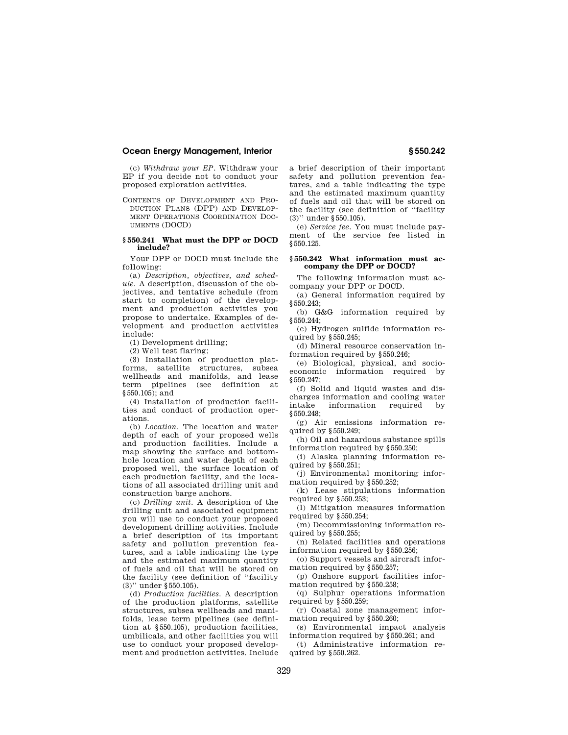(c) *Withdraw your EP*. Withdraw your EP if you decide not to conduct your proposed exploration activities.

CONTENTS OF DEVELOPMENT AND PRODUCTION PLANS (DPP) AND DEVELOPMENT OPERATIONS COORDINATION DOCUMENTS (DOCD)

### § 550.241 What must the DPP or DOCD include?

Your DPP or DOCD must include the following:

(a) *Description, objectives, and schedule*. A description, discussion of the objectives, and tentative schedule (from start to completion) of the development and production activities you propose to undertake. Examples of development and production activities include:

(1) Development drilling;

(2) Well test flaring;

(3) Installation of production platforms, satellite structures, subsea wellheads and manifolds, and lease term pipelines (see definition at § 550.105); and

(4) Installation of production facilities and conduct of production operations.

(b) *Location*. The location and water depth of each of your proposed wells and production facilities. Include a map showing the surface and bottom-hole location and water depth of each proposed well, the surface location of each production facility, and the locations of all associated drilling unit and construction barge anchors.

(c) *Drilling unit*. A description of the drilling unit and associated equipment you will use to conduct your proposed development drilling activities. Include a brief description of its important safety and pollution prevention features, and a table indicating the type and the estimated maximum quantity of fuels and oil that will be stored on the facility (see definition of ''facility (3)'' under § 550.105).

(d) *Production facilities*. A description of the production platforms, satellite structures, subsea wellheads and manifolds, lease term pipelines (see definition at § 550.105), production facilities, umbilicals, and other facilities you will use to conduct your proposed development and production activities. Include a brief description of their important safety and pollution prevention features, and a table indicating the type and the estimated maximum quantity of fuels and oil that will be stored on the facility (see definition of ''facility (3)'' under § 550.105).

(e) *Service fee*. You must include payment of the service fee listed in § 550.125.

### § 550.242 What information must accompany the DPP or DOCD?

The following information must accompany your DPP or DOCD.

(a) General information required by § 550.243;

(b) G&G information required by § 550.244;

(c) Hydrogen sulfide information required by § 550.245;

(d) Mineral resource conservation information required by § 550.246;

(e) Biological, physical, and socioeconomic information required by § 550.247;

(f) Solid and liquid wastes and discharges information and cooling water intake information required by § 550.248;

(g) Air emissions information required by § 550.249;

(h) Oil and hazardous substance spills information required by § 550.250;

(i) Alaska planning information required by § 550.251;

(j) Environmental monitoring information required by § 550.252;

(k) Lease stipulations information required by § 550.253;

(l) Mitigation measures information required by § 550.254;

(m) Decommissioning information required by § 550.255;

(n) Related facilities and operations information required by § 550.256;

(o) Support vessels and aircraft information required by § 550.257;

(p) Onshore support facilities information required by § 550.258;

(q) Sulphur operations information required by § 550.259;

(r) Coastal zone management information required by § 550.260;

(s) Environmental impact analysis information required by § 550.261; and

(t) Administrative information required by § 550.262.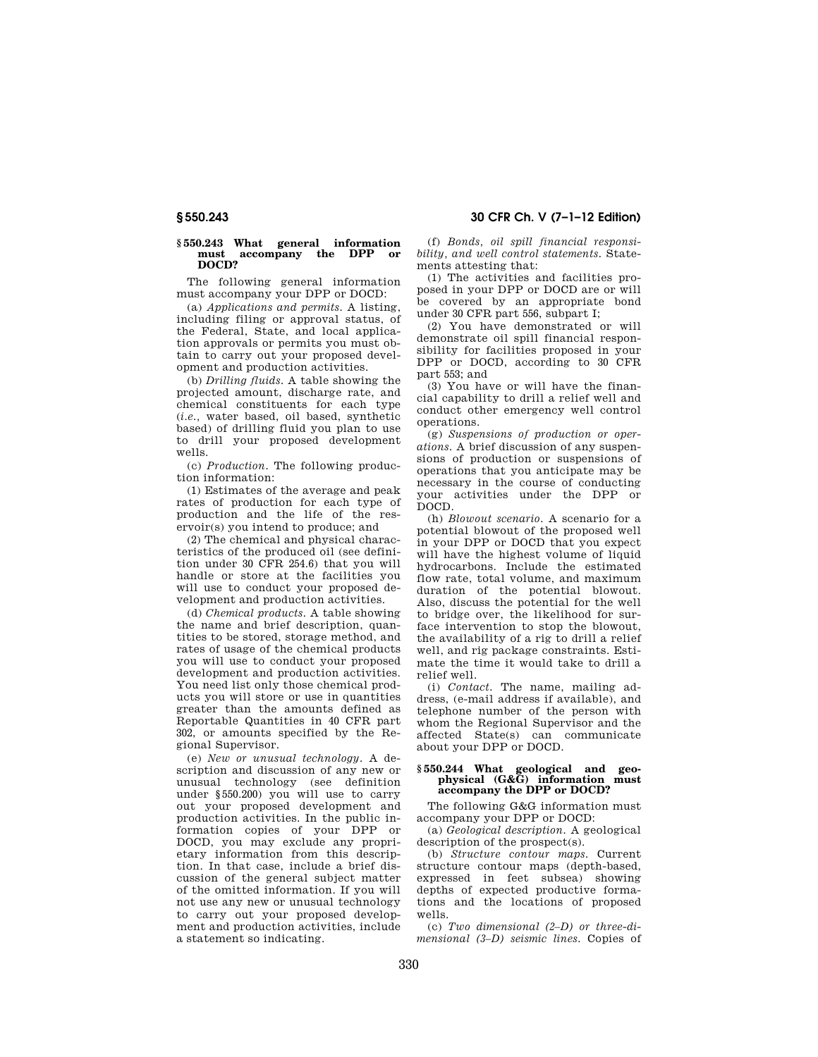### § 550.243 What general information must accompany the DPP or DOCD?

The following general information must accompany your DPP or DOCD:

(a) *Applications and permits.* A listing, including filing or approval status, of the Federal, State, and local application approvals or permits you must obtain to carry out your proposed development and production activities.

(b) *Drilling fluids.* A table showing the projected amount, discharge rate, and chemical constituents for each type (*i.e.*, water based, oil based, synthetic based) of drilling fluid you plan to use to drill your proposed development wells.

(c) *Production.* The following production information:

(1) Estimates of the average and peak rates of production for each type of production and the life of the reservoir(s) you intend to produce; and

(2) The chemical and physical characteristics of the produced oil (see definition under 30 CFR 254.6) that you will handle or store at the facilities you will use to conduct your proposed development and production activities.

(d) *Chemical products.* A table showing the name and brief description, quantities to be stored, storage method, and rates of usage of the chemical products you will use to conduct your proposed development and production activities. You need list only those chemical products you will store or use in quantities greater than the amounts defined as Reportable Quantities in 40 CFR part 302, or amounts specified by the Regional Supervisor.

(e) *New or unusual technology.* A description and discussion of any new or unusual technology (see definition under §550.200) you will use to carry out your proposed development and production activities. In the public information copies of your DPP or DOCD, you may exclude any proprietary information from this description. In that case, include a brief discussion of the general subject matter of the omitted information. If you will not use any new or unusual technology to carry out your proposed development and production activities, include a statement so indicating.

(f) *Bonds, oil spill financial responsibility, and well control statements.* Statements attesting that:

(1) The activities and facilities proposed in your DPP or DOCD are or will be covered by an appropriate bond under 30 CFR part 556, subpart I;

(2) You have demonstrated or will demonstrate oil spill financial responsibility for facilities proposed in your DPP or DOCD, according to 30 CFR part 553; and

(3) You have or will have the financial capability to drill a relief well and conduct other emergency well control operations.

(g) *Suspensions of production or operations.* A brief discussion of any suspensions of production or suspensions of operations that you anticipate may be necessary in the course of conducting your activities under the DPP or DOCD.

(h) *Blowout scenario.* A scenario for a potential blowout of the proposed well in your DPP or DOCD that you expect will have the highest volume of liquid hydrocarbons. Include the estimated flow rate, total volume, and maximum duration of the potential blowout. Also, discuss the potential for the well to bridge over, the likelihood for surface intervention to stop the blowout, the availability of a rig to drill a relief well, and rig package constraints. Estimate the time it would take to drill a relief well.

(i) *Contact.* The name, mailing address, (e-mail address if available), and telephone number of the person with whom the Regional Supervisor and the affected State(s) can communicate about your DPP or DOCD.

### § 550.244 What geological and geophysical (G&G) information must accompany the DPP or DOCD?

The following G&G information must accompany your DPP or DOCD:

(a) *Geological description.* A geological description of the prospect(s).

(b) *Structure contour maps.* Current structure contour maps (depth-based, expressed in feet subsea) showing depths of expected productive formations and the locations of proposed wells.

(c) *Two dimensional (2–D) or three-dimensional (3–D) seismic lines.* Copies of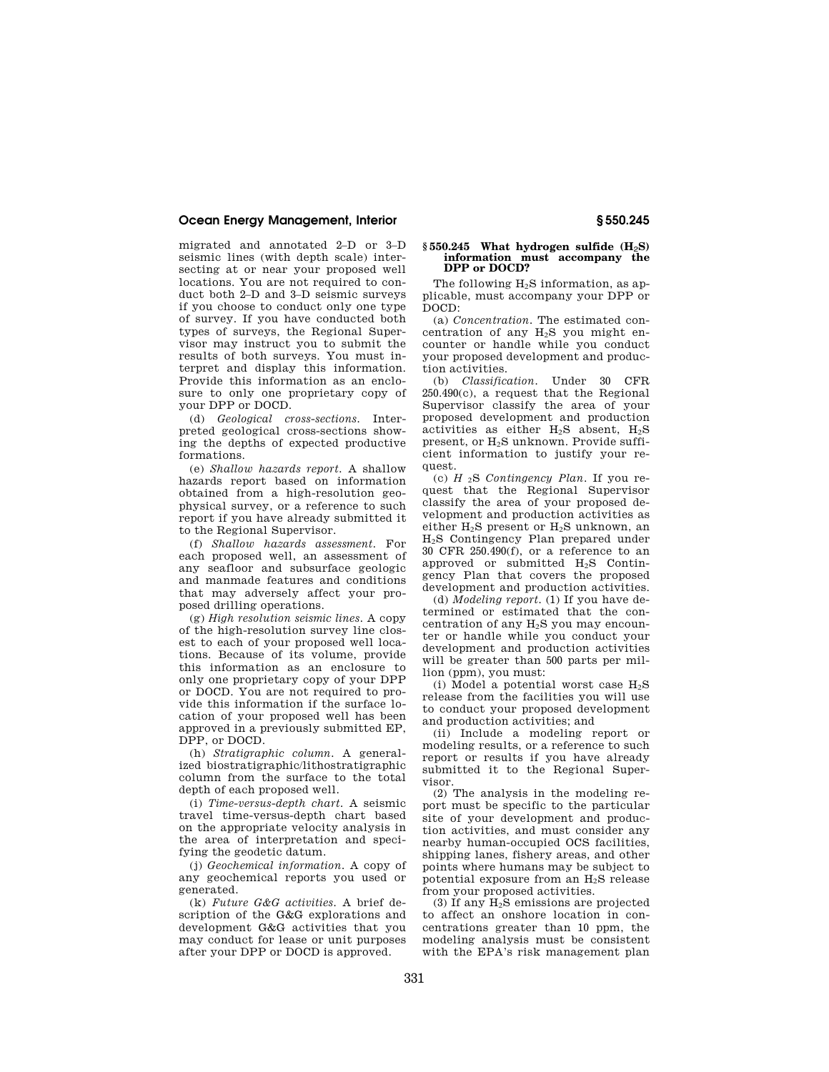migrated and annotated 2–D or 3–D seismic lines (with depth scale) intersecting at or near your proposed well locations. You are not required to conduct both 2–D and 3–D seismic surveys if you choose to conduct only one type of survey. If you have conducted both types of surveys, the Regional Supervisor may instruct you to submit the results of both surveys. You must interpret and display this information. Provide this information as an enclosure to only one proprietary copy of your DPP or DOCD.

(d) *Geological cross-sections.* Interpreted geological cross-sections showing the depths of expected productive formations.

(e) *Shallow hazards report.* A shallow hazards report based on information obtained from a high-resolution geophysical survey, or a reference to such report if you have already submitted it to the Regional Supervisor.

(f) *Shallow hazards assessment.* For each proposed well, an assessment of any seafloor and subsurface geologic and manmade features and conditions that may adversely affect your proposed drilling operations.

(g) *High resolution seismic lines.* A copy of the high-resolution survey line closest to each of your proposed well locations. Because of its volume, provide this information as an enclosure to only one proprietary copy of your DPP or DOCD. You are not required to provide this information if the surface location of your proposed well has been approved in a previously submitted EP, DPP, or DOCD.

(h) *Stratigraphic column.* A generalized biostratigraphic/lithostratigraphic column from the surface to the total depth of each proposed well.

(i) *Time-versus-depth chart.* A seismic travel time-versus-depth chart based on the appropriate velocity analysis in the area of interpretation and specifying the geodetic datum.

(j) *Geochemical information.* A copy of any geochemical reports you used or generated.

(k) *Future G&G activities.* A brief description of the G&G explorations and development G&G activities that you may conduct for lease or unit purposes after your DPP or DOCD is approved.

### § 550.245 What hydrogen sulfide ($H_2S$) information must accompany the DPP or DOCD?

The following $H_2S$ information, as applicable, must accompany your DPP or DOCD:

(a) *Concentration.* The estimated concentration of any $H_2S$ you might encounter or handle while you conduct your proposed development and production activities.

(b) *Classification.* Under 30 CFR 250.490(c), a request that the Regional Supervisor classify the area of your proposed development and production activities as either $H_2S$ absent, $H_2S$ present, or $H_2S$ unknown. Provide sufficient information to justify your request.

(c) *$H_2S$ Contingency Plan.* If you request that the Regional Supervisor classify the area of your proposed development and production activities as either $H_2S$ present or $H_2S$ unknown, an $H_2S$ Contingency Plan prepared under 30 CFR 250.490(f), or a reference to an approved or submitted $H_2S$ Contingency Plan that covers the proposed development and production activities.

(d) *Modeling report.* (1) If you have determined or estimated that the concentration of any $H_2S$ you may encounter or handle while you conduct your development and production activities will be greater than 500 parts per million (ppm), you must:

(i) Model a potential worst case $H_2S$ release from the facilities you will use to conduct your proposed development and production activities; and

(ii) Include a modeling report or modeling results, or a reference to such report or results if you have already submitted it to the Regional Supervisor.

(2) The analysis in the modeling report must be specific to the particular site of your development and production activities, and must consider any nearby human-occupied OCS facilities, shipping lanes, fishery areas, and other points where humans may be subject to potential exposure from an $H_2S$ release from your proposed activities.

(3) If any $H_2S$ emissions are projected to affect an onshore location in concentrations greater than 10 ppm, the modeling analysis must be consistent with the EPA's risk management plan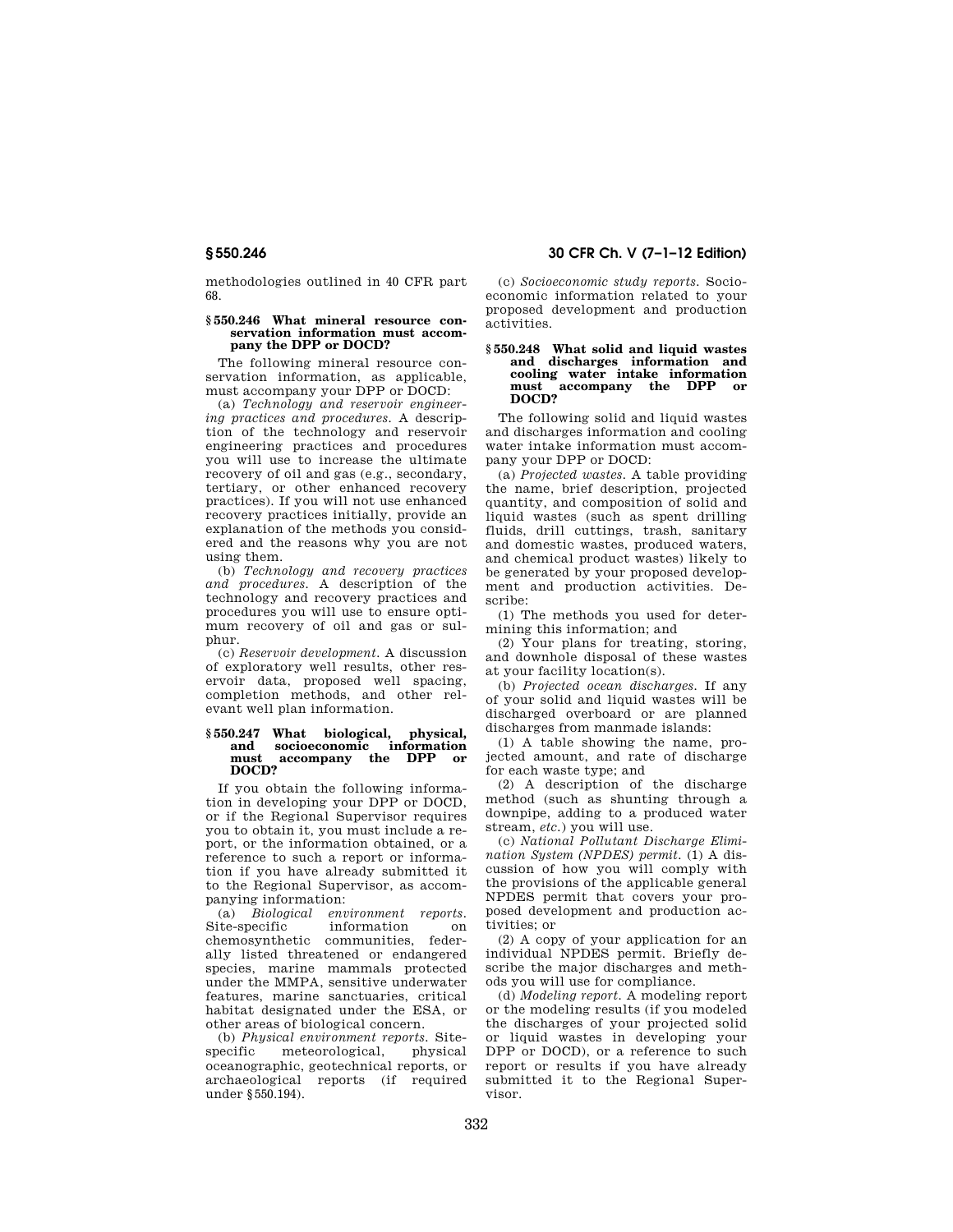methodologies outlined in 40 CFR part 68.

### § 550.246 What mineral resource conservation information must accompany the DPP or DOCD?

The following mineral resource conservation information, as applicable, must accompany your DPP or DOCD:

(a) *Technology and reservoir engineering practices and procedures.* A description of the technology and reservoir engineering practices and procedures you will use to increase the ultimate recovery of oil and gas (e.g., secondary, tertiary, or other enhanced recovery practices). If you will not use enhanced recovery practices initially, provide an explanation of the methods you considered and the reasons why you are not using them.

(b) *Technology and recovery practices and procedures.* A description of the technology and recovery practices and procedures you will use to ensure optimum recovery of oil and gas or sulphur.

(c) *Reservoir development.* A discussion of exploratory well results, other reservoir data, proposed well spacing, completion methods, and other relevant well plan information.

### § 550.247 What biological, physical, and socioeconomic information must accompany the DPP or DOCD?

If you obtain the following information in developing your DPP or DOCD, or if the Regional Supervisor requires you to obtain it, you must include a report, or the information obtained, or a reference to such a report or information if you have already submitted it to the Regional Supervisor, as accompanying information:

(a) *Biological environment reports.* Site-specific information on chemosynthetic communities, federally listed threatened or endangered species, marine mammals protected under the MMPA, sensitive underwater features, marine sanctuaries, critical habitat designated under the ESA, or other areas of biological concern.

(b) *Physical environment reports.* Site-specific meteorological, physical oceanographic, geotechnical reports, or archaeological reports (if required under § 550.194).

(c) *Socioeconomic study reports.* Socioeconomic information related to your proposed development and production activities.

### § 550.248 What solid and liquid wastes and discharges information and cooling water intake information must accompany the DPP or DOCD?

The following solid and liquid wastes and discharges information and cooling water intake information must accompany your DPP or DOCD:

(a) *Projected wastes.* A table providing the name, brief description, projected quantity, and composition of solid and liquid wastes (such as spent drilling fluids, drill cuttings, trash, sanitary and domestic wastes, produced waters, and chemical product wastes) likely to be generated by your proposed development and production activities. Describe:

(1) The methods you used for determining this information; and

(2) Your plans for treating, storing, and downhole disposal of these wastes at your facility location(s).

(b) *Projected ocean discharges.* If any of your solid and liquid wastes will be discharged overboard or are planned discharges from manmade islands:

(1) A table showing the name, projected amount, and rate of discharge for each waste type; and

(2) A description of the discharge method (such as shunting through a downpipe, adding to a produced water stream, *etc.*) you will use.

(c) *National Pollutant Discharge Elimination System (NPDES) permit.* (1) A discussion of how you will comply with the provisions of the applicable general NPDES permit that covers your proposed development and production activities; or

(2) A copy of your application for an individual NPDES permit. Briefly describe the major discharges and methods you will use for compliance.

(d) *Modeling report.* A modeling report or the modeling results (if you modeled the discharges of your projected solid or liquid wastes in developing your DPP or DOCD), or a reference to such report or results if you have already submitted it to the Regional Supervisor.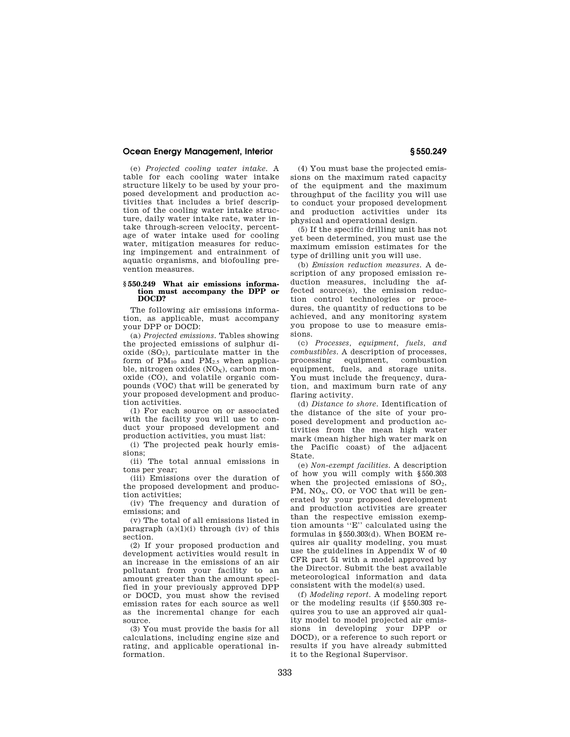(e) *Projected cooling water intake.* A table for each cooling water intake structure likely to be used by your proposed development and production activities that includes a brief description of the cooling water intake structure, daily water intake rate, water intake through-screen velocity, percentage of water intake used for cooling water, mitigation measures for reducing impingement and entrainment of aquatic organisms, and biofouling prevention measures.

### § 550.249 What air emissions information must accompany the DPP or DOCD?

The following air emissions information, as applicable, must accompany your DPP or DOCD:

(a) *Projected emissions.* Tables showing the projected emissions of sulphur dioxide ($SO_2$), particulate matter in the form of $PM_{10}$ and $PM_{2.5}$ when applicable, nitrogen oxides ($NO_X$), carbon monoxide (CO), and volatile organic compounds (VOC) that will be generated by your proposed development and production activities.

(1) For each source on or associated with the facility you will use to conduct your proposed development and production activities, you must list:

(i) The projected peak hourly emissions;

(ii) The total annual emissions in tons per year;

(iii) Emissions over the duration of the proposed development and production activities;

(iv) The frequency and duration of emissions; and

(v) The total of all emissions listed in paragraph (a)(1)(i) through (iv) of this section.

(2) If your proposed production and development activities would result in an increase in the emissions of an air pollutant from your facility to an amount greater than the amount specified in your previously approved DPP or DOCD, you must show the revised emission rates for each source as well as the incremental change for each source.

(3) You must provide the basis for all calculations, including engine size and rating, and applicable operational information.

(4) You must base the projected emissions on the maximum rated capacity of the equipment and the maximum throughput of the facility you will use to conduct your proposed development and production activities under its physical and operational design.

(5) If the specific drilling unit has not yet been determined, you must use the maximum emission estimates for the type of drilling unit you will use.

(b) *Emission reduction measures.* A description of any proposed emission reduction measures, including the affected source(s), the emission reduction control technologies or procedures, the quantity of reductions to be achieved, and any monitoring system you propose to use to measure emissions.

(c) *Processes, equipment, fuels, and combustibles.* A description of processes, processing equipment, combustion equipment, fuels, and storage units. You must include the frequency, duration, and maximum burn rate of any flaring activity.

(d) *Distance to shore.* Identification of the distance of the site of your proposed development and production activities from the mean high water mark (mean higher high water mark on the Pacific coast) of the adjacent State.

(e) *Non-exempt facilities.* A description of how you will comply with § 550.303 when the projected emissions of $SO_2$, PM, $NO_X$, CO, or VOC that will be generated by your proposed development and production activities are greater than the respective emission exemption amounts "E" calculated using the formulas in § 550.303(d). When BOEM requires air quality modeling, you must use the guidelines in Appendix W of 40 CFR part 51 with a model approved by the Director. Submit the best available meteorological information and data consistent with the model(s) used.

(f) *Modeling report.* A modeling report or the modeling results (if § 550.303 requires you to use an approved air quality model to model projected air emissions in developing your DPP or DOCD), or a reference to such report or results if you have already submitted it to the Regional Supervisor.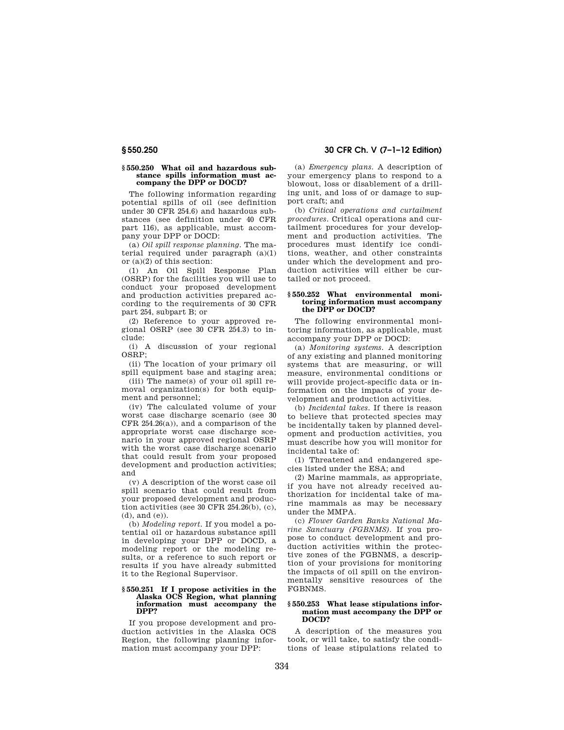### § 550.250 What oil and hazardous substance spills information must accompany the DPP or DOCD?

The following information regarding potential spills of oil (see definition under 30 CFR 254.6) and hazardous substances (see definition under 40 CFR part 116), as applicable, must accompany your DPP or DOCD:

(a) *Oil spill response planning.* The material required under paragraph (a)(1) or (a)(2) of this section:

(1) An Oil Spill Response Plan (OSRP) for the facilities you will use to conduct your proposed development and production activities prepared according to the requirements of 30 CFR part 254, subpart B; or

(2) Reference to your approved regional OSRP (see 30 CFR 254.3) to include:

(i) A discussion of your regional OSRP;

(ii) The location of your primary oil spill equipment base and staging area;

(iii) The name(s) of your oil spill removal organization(s) for both equipment and personnel;

(iv) The calculated volume of your worst case discharge scenario (see 30 CFR 254.26(a)), and a comparison of the appropriate worst case discharge scenario in your approved regional OSRP with the worst case discharge scenario that could result from your proposed development and production activities; and

(v) A description of the worst case oil spill scenario that could result from your proposed development and production activities (see 30 CFR 254.26(b), (c), (d), and (e)).

(b) *Modeling report.* If you model a potential oil or hazardous substance spill in developing your DPP or DOCD, a modeling report or the modeling results, or a reference to such report or results if you have already submitted it to the Regional Supervisor.

### § 550.251 If I propose activities in the Alaska OCS Region, what planning information must accompany the DPP?

If you propose development and production activities in the Alaska OCS Region, the following planning information must accompany your DPP:

(a) *Emergency plans.* A description of your emergency plans to respond to a blowout, loss or disablement of a drilling unit, and loss of or damage to support craft; and

(b) *Critical operations and curtailment procedures.* Critical operations and curtailment procedures for your development and production activities. The procedures must identify ice conditions, weather, and other constraints under which the development and production activities will either be curtailed or not proceed.

### § 550.252 What environmental monitoring information must accompany the DPP or DOCD?

The following environmental monitoring information, as applicable, must accompany your DPP or DOCD:

(a) *Monitoring systems.* A description of any existing and planned monitoring systems that are measuring, or will measure, environmental conditions or will provide project-specific data or information on the impacts of your development and production activities.

(b) *Incidental takes.* If there is reason to believe that protected species may be incidentally taken by planned development and production activities, you must describe how you will monitor for incidental take of:

(1) Threatened and endangered species listed under the ESA; and

(2) Marine mammals, as appropriate, if you have not already received authorization for incidental take of marine mammals as may be necessary under the MMPA.

(c) *Flower Garden Banks National Marine Sanctuary (FGBNMS).* If you propose to conduct development and production activities within the protective zones of the FGBNMS, a description of your provisions for monitoring the impacts of oil spill on the environmentally sensitive resources of the FGBNMS.

### § 550.253 What lease stipulations information must accompany the DPP or DOCD?

A description of the measures you took, or will take, to satisfy the conditions of lease stipulations related to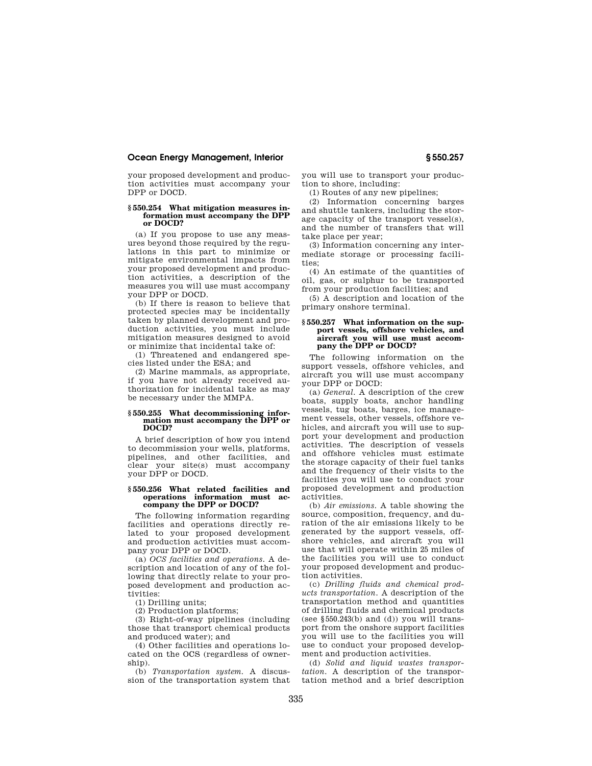your proposed development and production activities must accompany your DPP or DOCD.

### § 550.254 What mitigation measures information must accompany the DPP or DOCD?

(a) If you propose to use any measures beyond those required by the regulations in this part to minimize or mitigate environmental impacts from your proposed development and production activities, a description of the measures you will use must accompany your DPP or DOCD.

(b) If there is reason to believe that protected species may be incidentally taken by planned development and production activities, you must include mitigation measures designed to avoid or minimize that incidental take of:

(1) Threatened and endangered species listed under the ESA; and

(2) Marine mammals, as appropriate, if you have not already received authorization for incidental take as may be necessary under the MMPA.

### § 550.255 What decommissioning information must accompany the DPP or DOCD?

A brief description of how you intend to decommission your wells, platforms, pipelines, and other facilities, and clear your site(s) must accompany your DPP or DOCD.

### § 550.256 What related facilities and operations information must accompany the DPP or DOCD?

The following information regarding facilities and operations directly related to your proposed development and production activities must accompany your DPP or DOCD.

(a) *OCS facilities and operations.* A description and location of any of the following that directly relate to your proposed development and production activities:

(1) Drilling units;

(2) Production platforms;

(3) Right-of-way pipelines (including those that transport chemical products and produced water); and

(4) Other facilities and operations located on the OCS (regardless of ownership).

(b) *Transportation system.* A discussion of the transportation system that you will use to transport your production to shore, including:

(1) Routes of any new pipelines;

(2) Information concerning barges and shuttle tankers, including the storage capacity of the transport vessel(s), and the number of transfers that will take place per year;

(3) Information concerning any intermediate storage or processing facilities;

(4) An estimate of the quantities of oil, gas, or sulphur to be transported from your production facilities; and

(5) A description and location of the primary onshore terminal.

### § 550.257 What information on the support vessels, offshore vehicles, and aircraft you will use must accompany the DPP or DOCD?

The following information on the support vessels, offshore vehicles, and aircraft you will use must accompany your DPP or DOCD:

(a) *General.* A description of the crew boats, supply boats, anchor handling vessels, tug boats, barges, ice management vessels, other vessels, offshore vehicles, and aircraft you will use to support your development and production activities. The description of vessels and offshore vehicles must estimate the storage capacity of their fuel tanks and the frequency of their visits to the facilities you will use to conduct your proposed development and production activities.

(b) *Air emissions.* A table showing the source, composition, frequency, and duration of the air emissions likely to be generated by the support vessels, offshore vehicles, and aircraft you will use that will operate within 25 miles of the facilities you will use to conduct your proposed development and production activities.

(c) *Drilling fluids and chemical products transportation.* A description of the transportation method and quantities of drilling fluids and chemical products (see § 550.243(b) and (d)) you will transport from the onshore support facilities you will use to the facilities you will use to conduct your proposed development and production activities.

(d) *Solid and liquid wastes transportation.* A description of the transportation method and a brief description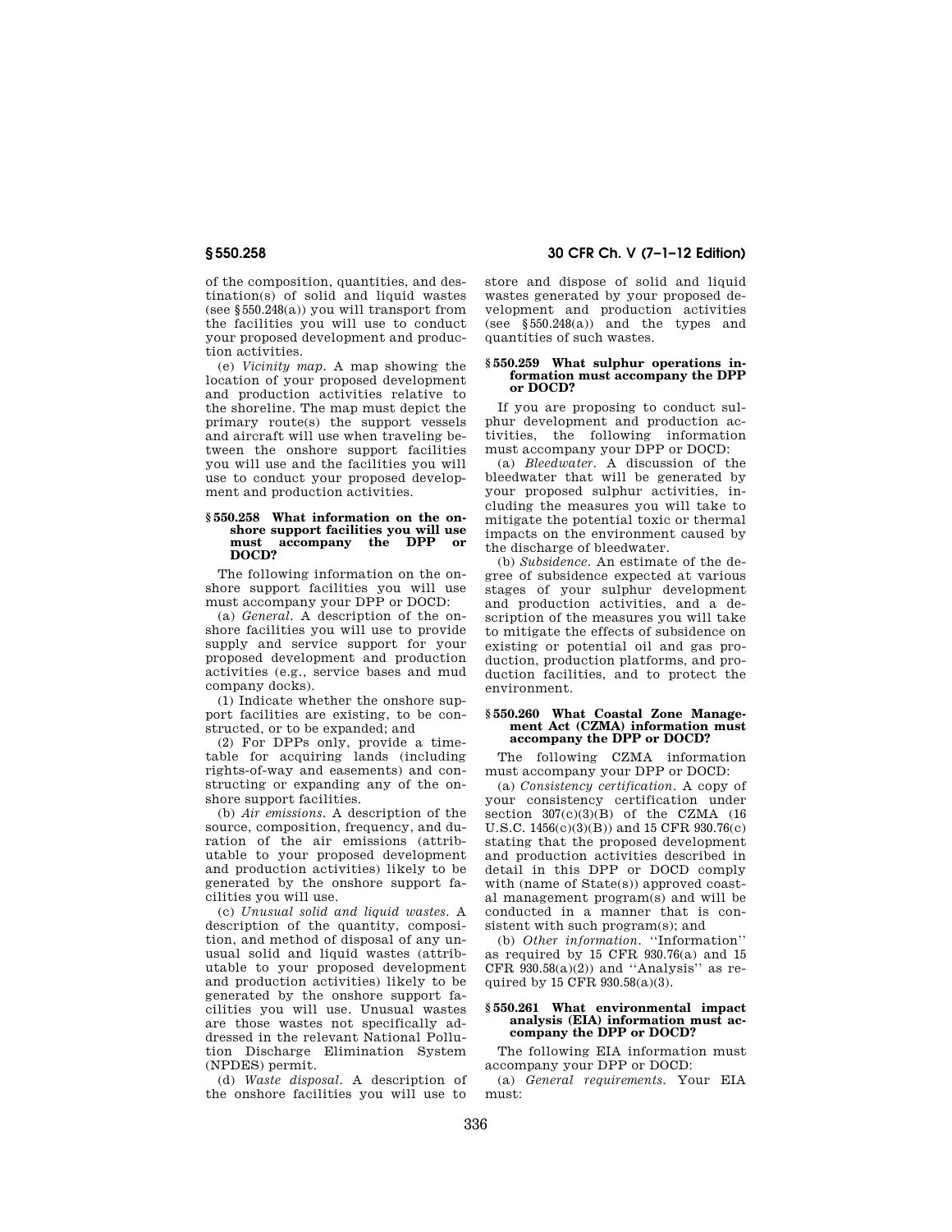of the composition, quantities, and destination(s) of solid and liquid wastes (see §550.248(a)) you will transport from the facilities you will use to conduct your proposed development and production activities.

(e) *Vicinity map.* A map showing the location of your proposed development and production activities relative to the shoreline. The map must depict the primary route(s) the support vessels and aircraft will use when traveling between the onshore support facilities you will use and the facilities you will use to conduct your proposed development and production activities.

#### §550.258 What information on the onshore support facilities you will use must accompany the DPP or DOCD?

The following information on the onshore support facilities you will use must accompany your DPP or DOCD:

(a) *General.* A description of the onshore facilities you will use to provide supply and service support for your proposed development and production activities (e.g., service bases and mud company docks).

(1) Indicate whether the onshore support facilities are existing, to be constructed, or to be expanded; and

(2) For DPPs only, provide a timetable for acquiring lands (including rights-of-way and easements) and constructing or expanding any of the onshore support facilities.

(b) *Air emissions.* A description of the source, composition, frequency, and duration of the air emissions (attributable to your proposed development and production activities) likely to be generated by the onshore support facilities you will use.

(c) *Unusual solid and liquid wastes.* A description of the quantity, composition, and method of disposal of any unusual solid and liquid wastes (attributable to your proposed development and production activities) likely to be generated by the onshore support facilities you will use. Unusual wastes are those wastes not specifically addressed in the relevant National Pollution Discharge Elimination System (NPDES) permit.

(d) *Waste disposal.* A description of the onshore facilities you will use to store and dispose of solid and liquid wastes generated by your proposed development and production activities (see §550.248(a)) and the types and quantities of such wastes.

#### §550.259 What sulphur operations information must accompany the DPP or DOCD?

If you are proposing to conduct sulphur development and production activities, the following information must accompany your DPP or DOCD:

(a) *Bleedwater.* A discussion of the bleedwater that will be generated by your proposed sulphur activities, including the measures you will take to mitigate the potential toxic or thermal impacts on the environment caused by the discharge of bleedwater.

(b) *Subsidence.* An estimate of the degree of subsidence expected at various stages of your sulphur development and production activities, and a description of the measures you will take to mitigate the effects of subsidence on existing or potential oil and gas production, production platforms, and production facilities, and to protect the environment.

#### §550.260 What Coastal Zone Management Act (CZMA) information must accompany the DPP or DOCD?

The following CZMA information must accompany your DPP or DOCD:

(a) *Consistency certification.* A copy of your consistency certification under section 307(c)(3)(B) of the CZMA (16 U.S.C. 1456(c)(3)(B)) and 15 CFR 930.76(c) stating that the proposed development and production activities described in detail in this DPP or DOCD comply with (name of State(s)) approved coastal management program(s) and will be conducted in a manner that is consistent with such program(s); and

(b) *Other information.* ''Information'' as required by 15 CFR 930.76(a) and 15 CFR 930.58(a)(2)) and ''Analysis'' as required by 15 CFR 930.58(a)(3).

#### §550.261 What environmental impact analysis (EIA) information must accompany the DPP or DOCD?

The following EIA information must accompany your DPP or DOCD:

(a) *General requirements.* Your EIA must: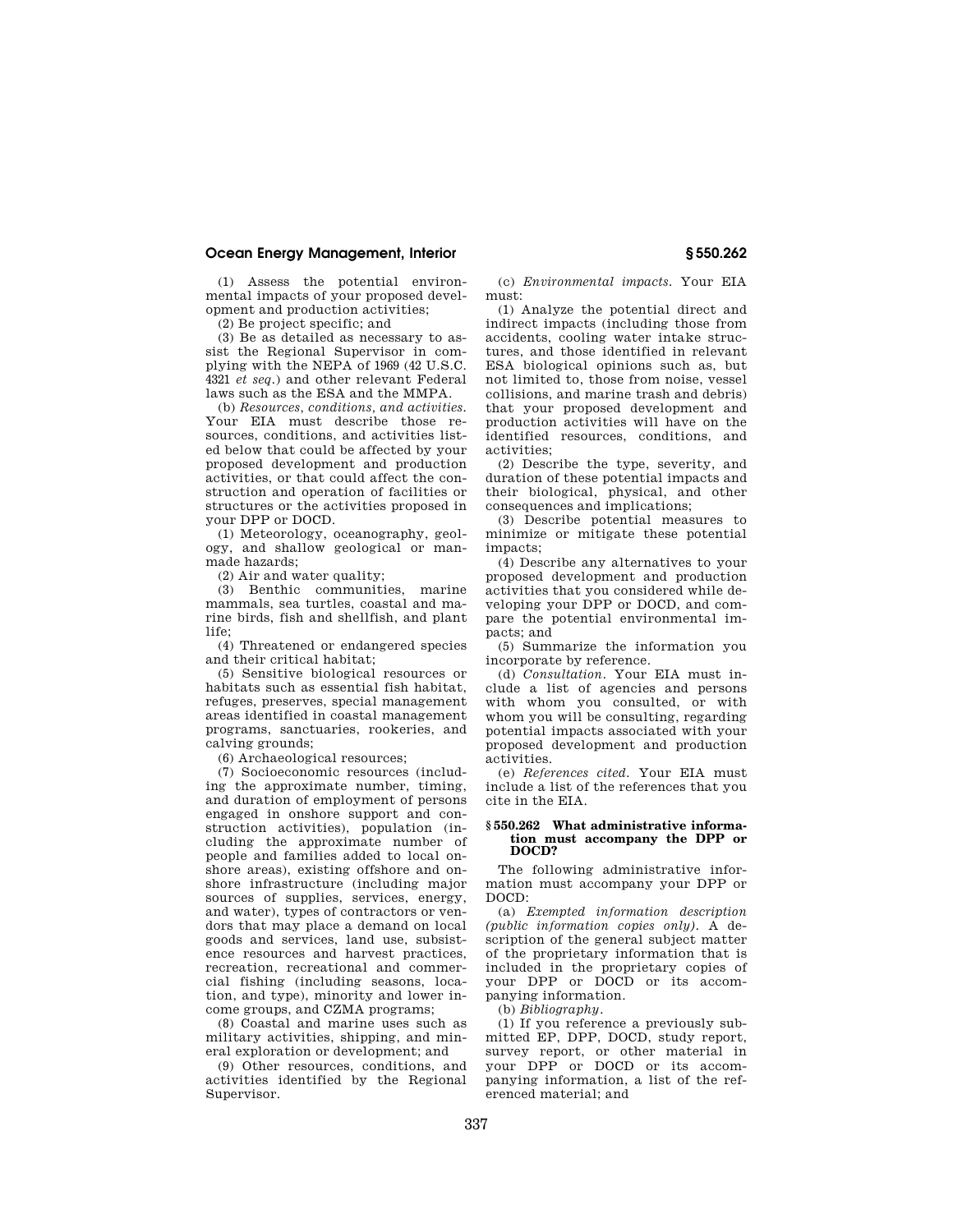(1) Assess the potential environmental impacts of your proposed development and production activities;

(2) Be project specific; and

(3) Be as detailed as necessary to assist the Regional Supervisor in complying with the NEPA of 1969 (42 U.S.C. 4321 *et seq.*) and other relevant Federal laws such as the ESA and the MMPA.

(b) *Resources, conditions, and activities.* Your EIA must describe those resources, conditions, and activities listed below that could be affected by your proposed development and production activities, or that could affect the construction and operation of facilities or structures or the activities proposed in your DPP or DOCD.

(1) Meteorology, oceanography, geology, and shallow geological or manmade hazards;

(2) Air and water quality;

(3) Benthic communities, marine mammals, sea turtles, coastal and marine birds, fish and shellfish, and plant life;

(4) Threatened or endangered species and their critical habitat;

(5) Sensitive biological resources or habitats such as essential fish habitat, refuges, preserves, special management areas identified in coastal management programs, sanctuaries, rookeries, and calving grounds;

(6) Archaeological resources;

(7) Socioeconomic resources (including the approximate number, timing, and duration of employment of persons engaged in onshore support and construction activities), population (including the approximate number of people and families added to local onshore areas), existing offshore and onshore infrastructure (including major sources of supplies, services, energy, and water), types of contractors or vendors that may place a demand on local goods and services, land use, subsistence resources and harvest practices, recreation, recreational and commercial fishing (including seasons, location, and type), minority and lower income groups, and CZMA programs;

(8) Coastal and marine uses such as military activities, shipping, and mineral exploration or development; and

(9) Other resources, conditions, and activities identified by the Regional Supervisor.

(c) *Environmental impacts.* Your EIA must:

(1) Analyze the potential direct and indirect impacts (including those from accidents, cooling water intake structures, and those identified in relevant ESA biological opinions such as, but not limited to, those from noise, vessel collisions, and marine trash and debris) that your proposed development and production activities will have on the identified resources, conditions, and activities;

(2) Describe the type, severity, and duration of these potential impacts and their biological, physical, and other consequences and implications;

(3) Describe potential measures to minimize or mitigate these potential impacts;

(4) Describe any alternatives to your proposed development and production activities that you considered while developing your DPP or DOCD, and compare the potential environmental impacts; and

(5) Summarize the information you incorporate by reference.

(d) *Consultation.* Your EIA must include a list of agencies and persons with whom you consulted, or with whom you will be consulting, regarding potential impacts associated with your proposed development and production activities.

(e) *References cited.* Your EIA must include a list of the references that you cite in the EIA.

### § 550.262 What administrative information must accompany the DPP or DOCD?

The following administrative information must accompany your DPP or DOCD:

(a) *Exempted information description (public information copies only).* A description of the general subject matter of the proprietary information that is included in the proprietary copies of your DPP or DOCD or its accompanying information.

(b) *Bibliography.*

(1) If you reference a previously submitted EP, DPP, DOCD, study report, survey report, or other material in your DPP or DOCD or its accompanying information, a list of the referenced material; and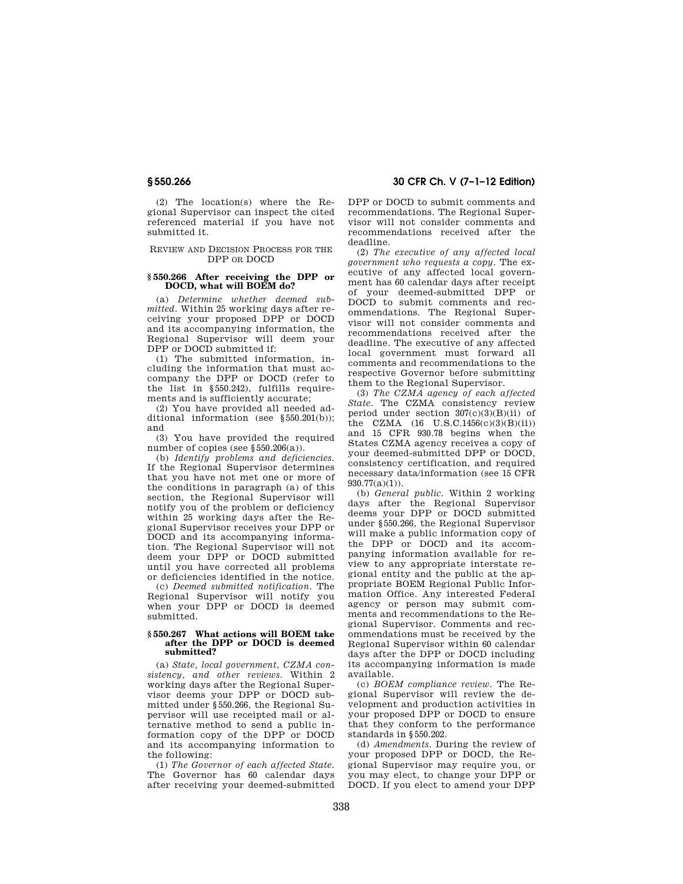(2) The location(s) where the Regional Supervisor can inspect the cited referenced material if you have not submitted it.

REVIEW AND DECISION PROCESS FOR THE DPP OR DOCD

### § 550.266 After receiving the DPP or DOCD, what will BOEM do?

(a) *Determine whether deemed submitted.* Within 25 working days after receiving your proposed DPP or DOCD and its accompanying information, the Regional Supervisor will deem your DPP or DOCD submitted if:

(1) The submitted information, including the information that must accompany the DPP or DOCD (refer to the list in § 550.242), fulfills requirements and is sufficiently accurate;

(2) You have provided all needed additional information (see § 550.201(b)); and

(3) You have provided the required number of copies (see § 550.206(a)).

(b) *Identify problems and deficiencies.* If the Regional Supervisor determines that you have not met one or more of the conditions in paragraph (a) of this section, the Regional Supervisor will notify you of the problem or deficiency within 25 working days after the Regional Supervisor receives your DPP or DOCD and its accompanying information. The Regional Supervisor will not deem your DPP or DOCD submitted until you have corrected all problems or deficiencies identified in the notice.

(c) *Deemed submitted notification.* The Regional Supervisor will notify you when your DPP or DOCD is deemed submitted.

### § 550.267 What actions will BOEM take after the DPP or DOCD is deemed submitted?

(a) *State, local government, CZMA consistency, and other reviews.* Within 2 working days after the Regional Supervisor deems your DPP or DOCD submitted under § 550.266, the Regional Supervisor will use receipted mail or alternative method to send a public information copy of the DPP or DOCD and its accompanying information to the following:

(1) *The Governor of each affected State.* The Governor has 60 calendar days after receiving your deemed-submitted DPP or DOCD to submit comments and recommendations. The Regional Supervisor will not consider comments and recommendations received after the deadline.

(2) *The executive of any affected local government who requests a copy.* The executive of any affected local government has 60 calendar days after receipt of your deemed-submitted DPP or DOCD to submit comments and recommendations. The Regional Supervisor will not consider comments and recommendations received after the deadline. The executive of any affected local government must forward all comments and recommendations to the respective Governor before submitting them to the Regional Supervisor.

(3) *The CZMA agency of each affected State.* The CZMA consistency review period under section 307(c)(3)(B)(ii) of the CZMA (16 U.S.C.1456(c)(3)(B)(ii)) and 15 CFR 930.78 begins when the States CZMA agency receives a copy of your deemed-submitted DPP or DOCD, consistency certification, and required necessary data/information (see 15 CFR 930.77(a)(1)).

(b) *General public.* Within 2 working days after the Regional Supervisor deems your DPP or DOCD submitted under § 550.266, the Regional Supervisor will make a public information copy of the DPP or DOCD and its accompanying information available for review to any appropriate interstate regional entity and the public at the appropriate BOEM Regional Public Information Office. Any interested Federal agency or person may submit comments and recommendations to the Regional Supervisor. Comments and recommendations must be received by the Regional Supervisor within 60 calendar days after the DPP or DOCD including its accompanying information is made available.

(c) *BOEM compliance review.* The Regional Supervisor will review the development and production activities in your proposed DPP or DOCD to ensure that they conform to the performance standards in § 550.202.

(d) *Amendments.* During the review of your proposed DPP or DOCD, the Regional Supervisor may require you, or you may elect, to change your DPP or DOCD. If you elect to amend your DPP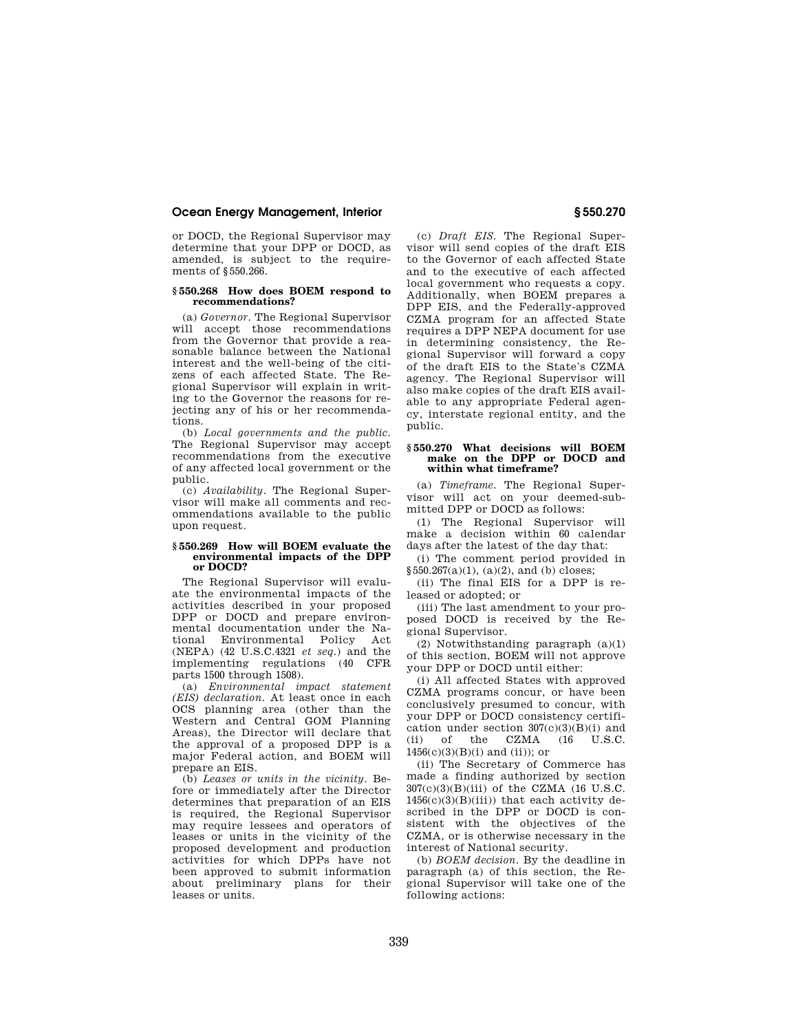or DOCD, the Regional Supervisor may determine that your DPP or DOCD, as amended, is subject to the requirements of §550.266.

### §550.268 How does BOEM respond to recommendations?

(a) *Governor.* The Regional Supervisor will accept those recommendations from the Governor that provide a reasonable balance between the National interest and the well-being of the citizens of each affected State. The Regional Supervisor will explain in writing to the Governor the reasons for rejecting any of his or her recommendations.

(b) *Local governments and the public.* The Regional Supervisor may accept recommendations from the executive of any affected local government or the public.

(c) *Availability.* The Regional Supervisor will make all comments and recommendations available to the public upon request.

### §550.269 How will BOEM evaluate the environmental impacts of the DPP or DOCD?

The Regional Supervisor will evaluate the environmental impacts of the activities described in your proposed DPP or DOCD and prepare environmental documentation under the National Environmental Policy Act (NEPA) (42 U.S.C.4321 *et seq.*) and the implementing regulations (40 CFR parts 1500 through 1508).

(a) *Environmental impact statement (EIS) declaration.* At least once in each OCS planning area (other than the Western and Central GOM Planning Areas), the Director will declare that the approval of a proposed DPP is a major Federal action, and BOEM will prepare an EIS.

(b) *Leases or units in the vicinity.* Before or immediately after the Director determines that preparation of an EIS is required, the Regional Supervisor may require lessees and operators of leases or units in the vicinity of the proposed development and production activities for which DPPs have not been approved to submit information about preliminary plans for their leases or units.

(c) *Draft EIS.* The Regional Supervisor will send copies of the draft EIS to the Governor of each affected State and to the executive of each affected local government who requests a copy. Additionally, when BOEM prepares a DPP EIS, and the Federally-approved CZMA program for an affected State requires a DPP NEPA document for use in determining consistency, the Regional Supervisor will forward a copy of the draft EIS to the State's CZMA agency. The Regional Supervisor will also make copies of the draft EIS available to any appropriate Federal agency, interstate regional entity, and the public.

### §550.270 What decisions will BOEM make on the DPP or DOCD and within what timeframe?

(a) *Timeframe.* The Regional Supervisor will act on your deemed-submitted DPP or DOCD as follows:

(1) The Regional Supervisor will make a decision within 60 calendar days after the latest of the day that:

(i) The comment period provided in §550.267(a)(1), (a)(2), and (b) closes;

(ii) The final EIS for a DPP is released or adopted; or

(iii) The last amendment to your proposed DOCD is received by the Regional Supervisor.

(2) Notwithstanding paragraph (a)(1) of this section, BOEM will not approve your DPP or DOCD until either:

(i) All affected States with approved CZMA programs concur, or have been conclusively presumed to concur, with your DPP or DOCD consistency certification under section 307(c)(3)(B)(i) and (ii) of the CZMA (16 U.S.C. 1456(c)(3)(B)(i) and (ii)); or

(ii) The Secretary of Commerce has made a finding authorized by section 307(c)(3)(B)(iii) of the CZMA (16 U.S.C. 1456(c)(3)(B)(iii)) that each activity described in the DPP or DOCD is consistent with the objectives of the CZMA, or is otherwise necessary in the interest of National security.

(b) *BOEM decision.* By the deadline in paragraph (a) of this section, the Regional Supervisor will take one of the following actions: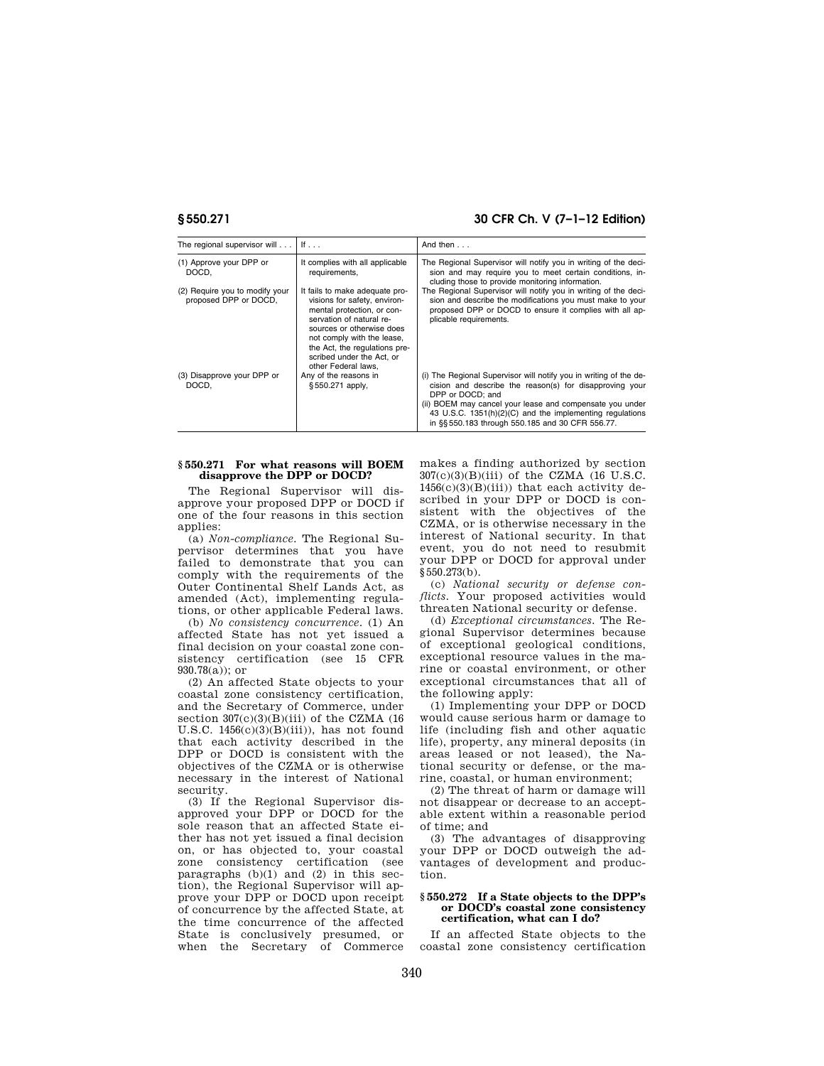| The regional supervisor will . . . | If . . . | And then . . . |
|---|---|---|
| (1) Approve your DPP or DOCD, | It complies with all applicable requirements, | The Regional Supervisor will notify you in writing of the decision and may require you to meet certain conditions, including those to provide monitoring information. |
| (2) Require you to modify your proposed DPP or DOCD, | It fails to make adequate provisions for safety, environmental protection, or conservation of natural resources or otherwise does not comply with the lease, the Act, the regulations prescribed under the Act, or other Federal laws, | The Regional Supervisor will notify you in writing of the decision and describe the modifications you must make to your proposed DPP or DOCD to ensure it complies with all applicable requirements. |
| (3) Disapprove your DPP or DOCD, | Any of the reasons in §550.271 apply, | (i) The Regional Supervisor will notify you in writing of the decision and describe the reason(s) for disapproving your DPP or DOCD; and (ii) BOEM may cancel your lease and compensate you under 43 U.S.C. 1351(h)(2)(C) and the implementing regulations in §§550.183 through 550.185 and 30 CFR 556.77. |

### §550.271 For what reasons will BOEM disapprove the DPP or DOCD?

The Regional Supervisor will disapprove your proposed DPP or DOCD if one of the four reasons in this section applies:

(a) *Non-compliance.* The Regional Supervisor determines that you have failed to demonstrate that you can comply with the requirements of the Outer Continental Shelf Lands Act, as amended (Act), implementing regulations, or other applicable Federal laws.

(b) *No consistency concurrence.* (1) An affected State has not yet issued a final decision on your coastal zone consistency certification (see 15 CFR 930.78(a)); or

(2) An affected State objects to your coastal zone consistency certification, and the Secretary of Commerce, under section 307(c)(3)(B)(iii) of the CZMA (16 U.S.C. 1456(c)(3)(B)(iii)), has not found that each activity described in the DPP or DOCD is consistent with the objectives of the CZMA or is otherwise necessary in the interest of National security.

(3) If the Regional Supervisor disapproved your DPP or DOCD for the sole reason that an affected State either has not yet issued a final decision on, or has objected to, your coastal zone consistency certification (see paragraphs (b)(1) and (2) in this section), the Regional Supervisor will approve your DPP or DOCD upon receipt of concurrence by the affected State, at the time concurrence of the affected State is conclusively presumed, or when the Secretary of Commerce makes a finding authorized by section 307(c)(3)(B)(iii) of the CZMA (16 U.S.C. 1456(c)(3)(B)(iii)) that each activity described in your DPP or DOCD is consistent with the objectives of the CZMA, or is otherwise necessary in the interest of National security. In that event, you do not need to resubmit your DPP or DOCD for approval under §550.273(b).

(c) *National security or defense conflicts.* Your proposed activities would threaten National security or defense.

(d) *Exceptional circumstances.* The Regional Supervisor determines because of exceptional geological conditions, exceptional resource values in the marine or coastal environment, or other exceptional circumstances that all of the following apply:

(1) Implementing your DPP or DOCD would cause serious harm or damage to life (including fish and other aquatic life), property, any mineral deposits (in areas leased or not leased), the National security or defense, or the marine, coastal, or human environment;

(2) The threat of harm or damage will not disappear or decrease to an acceptable extent within a reasonable period of time; and

(3) The advantages of disapproving your DPP or DOCD outweigh the advantages of development and production.

### §550.272 If a State objects to the DPP's or DOCD's coastal zone consistency certification, what can I do?

If an affected State objects to the coastal zone consistency certification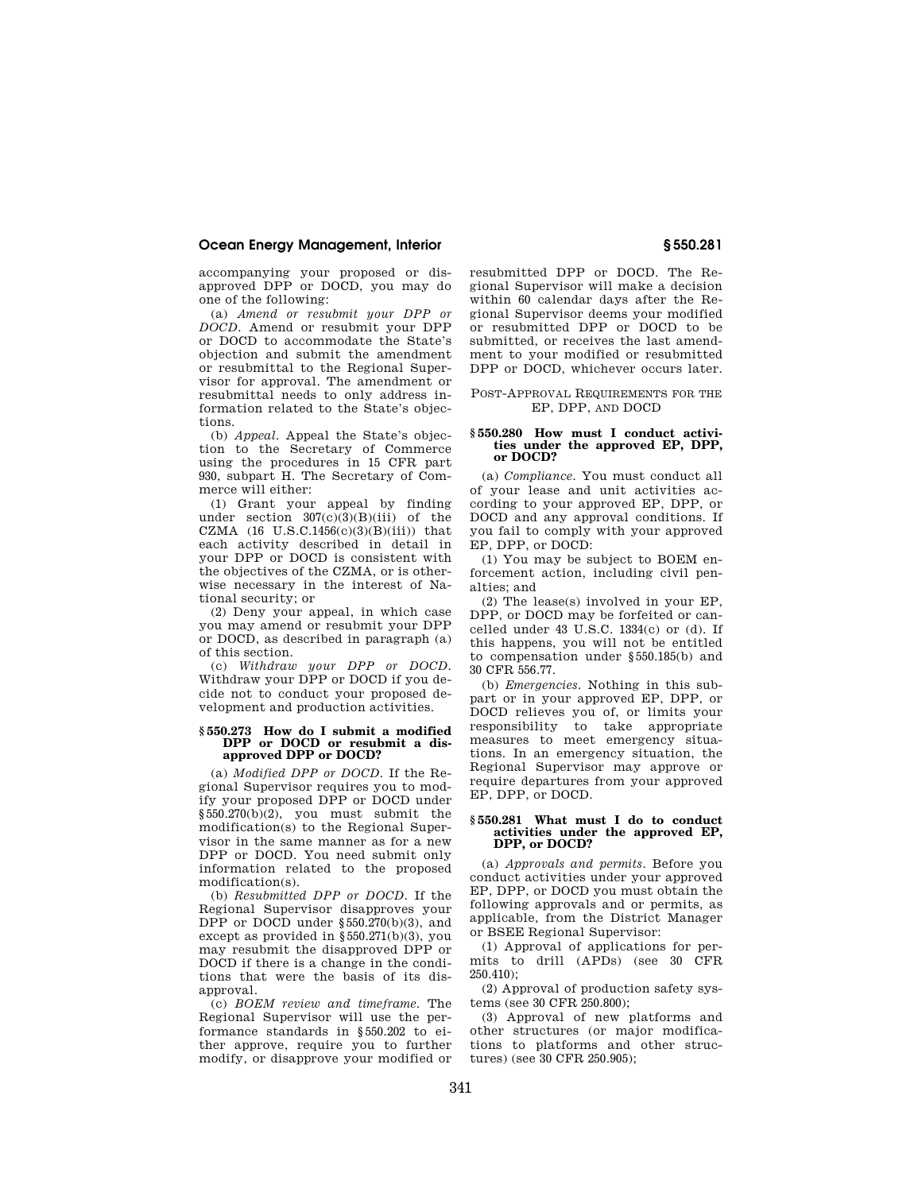accompanying your proposed or disapproved DPP or DOCD, you may do one of the following:

(a) *Amend or resubmit your DPP or DOCD.* Amend or resubmit your DPP or DOCD to accommodate the State's objection and submit the amendment or resubmittal to the Regional Supervisor for approval. The amendment or resubmittal needs to only address information related to the State's objections.

(b) *Appeal.* Appeal the State's objection to the Secretary of Commerce using the procedures in 15 CFR part 930, subpart H. The Secretary of Commerce will either:

(1) Grant your appeal by finding under section 307(c)(3)(B)(iii) of the CZMA (16 U.S.C.1456(c)(3)(B)(iii)) that each activity described in detail in your DPP or DOCD is consistent with the objectives of the CZMA, or is otherwise necessary in the interest of National security; or

(2) Deny your appeal, in which case you may amend or resubmit your DPP or DOCD, as described in paragraph (a) of this section.

(c) *Withdraw your DPP or DOCD.* Withdraw your DPP or DOCD if you decide not to conduct your proposed development and production activities.

### § 550.273 How do I submit a modified DPP or DOCD or resubmit a disapproved DPP or DOCD?

(a) *Modified DPP or DOCD.* If the Regional Supervisor requires you to modify your proposed DPP or DOCD under § 550.270(b)(2), you must submit the modification(s) to the Regional Supervisor in the same manner as for a new DPP or DOCD. You need submit only information related to the proposed modification(s).

(b) *Resubmitted DPP or DOCD.* If the Regional Supervisor disapproves your DPP or DOCD under § 550.270(b)(3), and except as provided in § 550.271(b)(3), you may resubmit the disapproved DPP or DOCD if there is a change in the conditions that were the basis of its disapproval.

(c) *BOEM review and timeframe.* The Regional Supervisor will use the performance standards in § 550.202 to either approve, require you to further modify, or disapprove your modified or resubmitted DPP or DOCD. The Regional Supervisor will make a decision within 60 calendar days after the Regional Supervisor deems your modified or resubmitted DPP or DOCD to be submitted, or receives the last amendment to your modified or resubmitted DPP or DOCD, whichever occurs later.

## Post-Approval Requirements for the EP, DPP, and DOCD

### § 550.280 How must I conduct activities under the approved EP, DPP, or DOCD?

(a) *Compliance.* You must conduct all of your lease and unit activities according to your approved EP, DPP, or DOCD and any approval conditions. If you fail to comply with your approved EP, DPP, or DOCD:

(1) You may be subject to BOEM enforcement action, including civil penalties; and

(2) The lease(s) involved in your EP, DPP, or DOCD may be forfeited or cancelled under 43 U.S.C. 1334(c) or (d). If this happens, you will not be entitled to compensation under § 550.185(b) and 30 CFR 556.77.

(b) *Emergencies.* Nothing in this subpart or in your approved EP, DPP, or DOCD relieves you of, or limits your responsibility to take appropriate measures to meet emergency situations. In an emergency situation, the Regional Supervisor may approve or require departures from your approved EP, DPP, or DOCD.

### § 550.281 What must I do to conduct activities under the approved EP, DPP, or DOCD?

(a) *Approvals and permits.* Before you conduct activities under your approved EP, DPP, or DOCD you must obtain the following approvals and or permits, as applicable, from the District Manager or BSEE Regional Supervisor:

(1) Approval of applications for permits to drill (APDs) (see 30 CFR 250.410);

(2) Approval of production safety systems (see 30 CFR 250.800);

(3) Approval of new platforms and other structures (or major modifications to platforms and other structures) (see 30 CFR 250.905);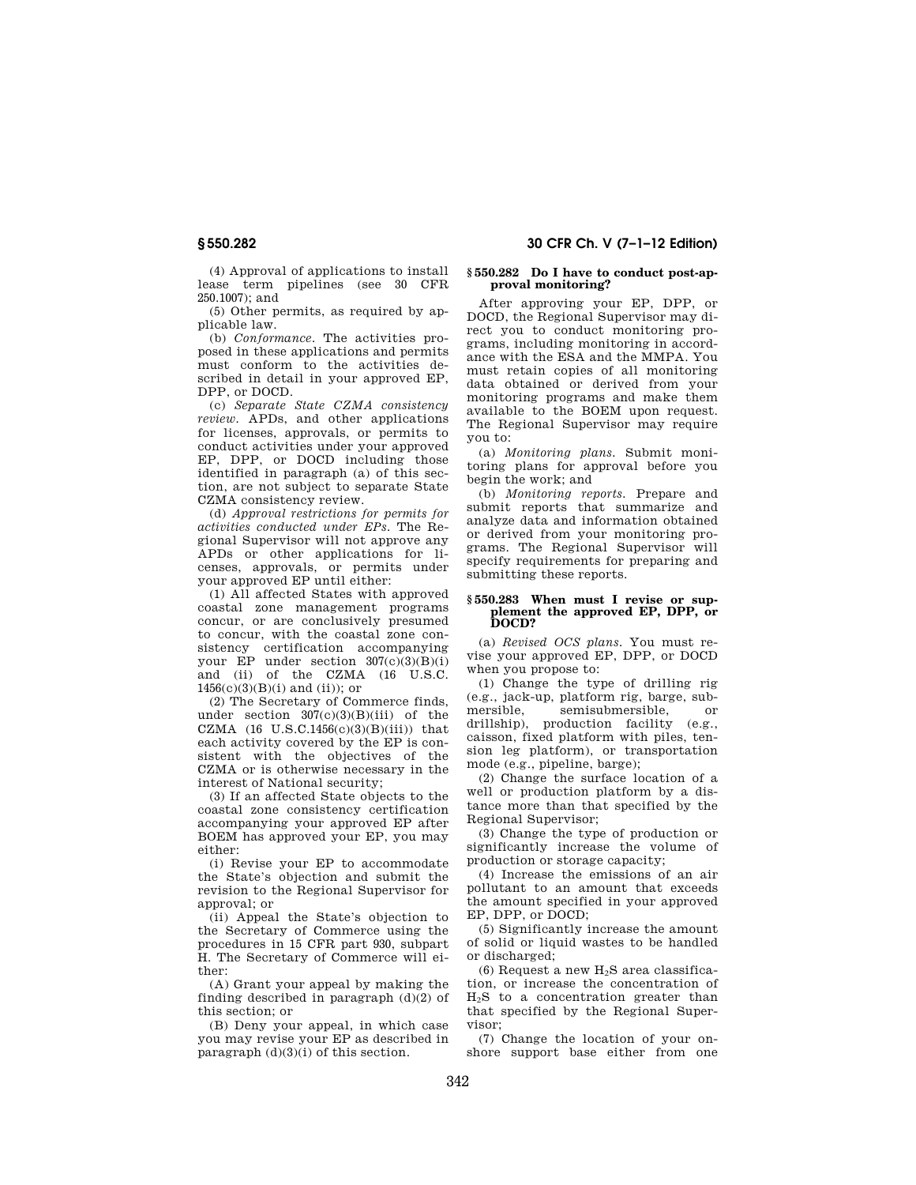(4) Approval of applications to install lease term pipelines (see 30 CFR 250.1007); and

(5) Other permits, as required by applicable law.

(b) *Conformance.* The activities proposed in these applications and permits must conform to the activities described in detail in your approved EP, DPP, or DOCD.

(c) *Separate State CZMA consistency review.* APDs, and other applications for licenses, approvals, or permits to conduct activities under your approved EP, DPP, or DOCD including those identified in paragraph (a) of this section, are not subject to separate State CZMA consistency review.

(d) *Approval restrictions for permits for activities conducted under EPs.* The Regional Supervisor will not approve any APDs or other applications for licenses, approvals, or permits under your approved EP until either:

(1) All affected States with approved coastal zone management programs concur, or are conclusively presumed to concur, with the coastal zone consistency certification accompanying your EP under section 307(c)(3)(B)(i) and (ii) of the CZMA (16 U.S.C. 1456(c)(3)(B)(i) and (ii)); or

(2) The Secretary of Commerce finds, under section 307(c)(3)(B)(iii) of the CZMA (16 U.S.C.1456(c)(3)(B)(iii)) that each activity covered by the EP is consistent with the objectives of the CZMA or is otherwise necessary in the interest of National security;

(3) If an affected State objects to the coastal zone consistency certification accompanying your approved EP after BOEM has approved your EP, you may either:

(i) Revise your EP to accommodate the State's objection and submit the revision to the Regional Supervisor for approval; or

(ii) Appeal the State's objection to the Secretary of Commerce using the procedures in 15 CFR part 930, subpart H. The Secretary of Commerce will either:

(A) Grant your appeal by making the finding described in paragraph (d)(2) of this section; or

(B) Deny your appeal, in which case you may revise your EP as described in paragraph (d)(3)(i) of this section.

### § 550.282 Do I have to conduct post-approval monitoring?

After approving your EP, DPP, or DOCD, the Regional Supervisor may direct you to conduct monitoring programs, including monitoring in accordance with the ESA and the MMPA. You must retain copies of all monitoring data obtained or derived from your monitoring programs and make them available to the BOEM upon request. The Regional Supervisor may require you to:

(a) *Monitoring plans.* Submit monitoring plans for approval before you begin the work; and

(b) *Monitoring reports.* Prepare and submit reports that summarize and analyze data and information obtained or derived from your monitoring programs. The Regional Supervisor will specify requirements for preparing and submitting these reports.

### § 550.283 When must I revise or supplement the approved EP, DPP, or DOCD?

(a) *Revised OCS plans.* You must revise your approved EP, DPP, or DOCD when you propose to:

(1) Change the type of drilling rig (e.g., jack-up, platform rig, barge, submersible, semisubmersible, or drillship), production facility (e.g., caisson, fixed platform with piles, tension leg platform), or transportation mode (e.g., pipeline, barge);

(2) Change the surface location of a well or production platform by a distance more than that specified by the Regional Supervisor;

(3) Change the type of production or significantly increase the volume of production or storage capacity;

(4) Increase the emissions of an air pollutant to an amount that exceeds the amount specified in your approved EP, DPP, or DOCD;

(5) Significantly increase the amount of solid or liquid wastes to be handled or discharged;

(6) Request a new $H_2S$ area classification, or increase the concentration of $H_2S$ to a concentration greater than that specified by the Regional Supervisor;

(7) Change the location of your onshore support base either from one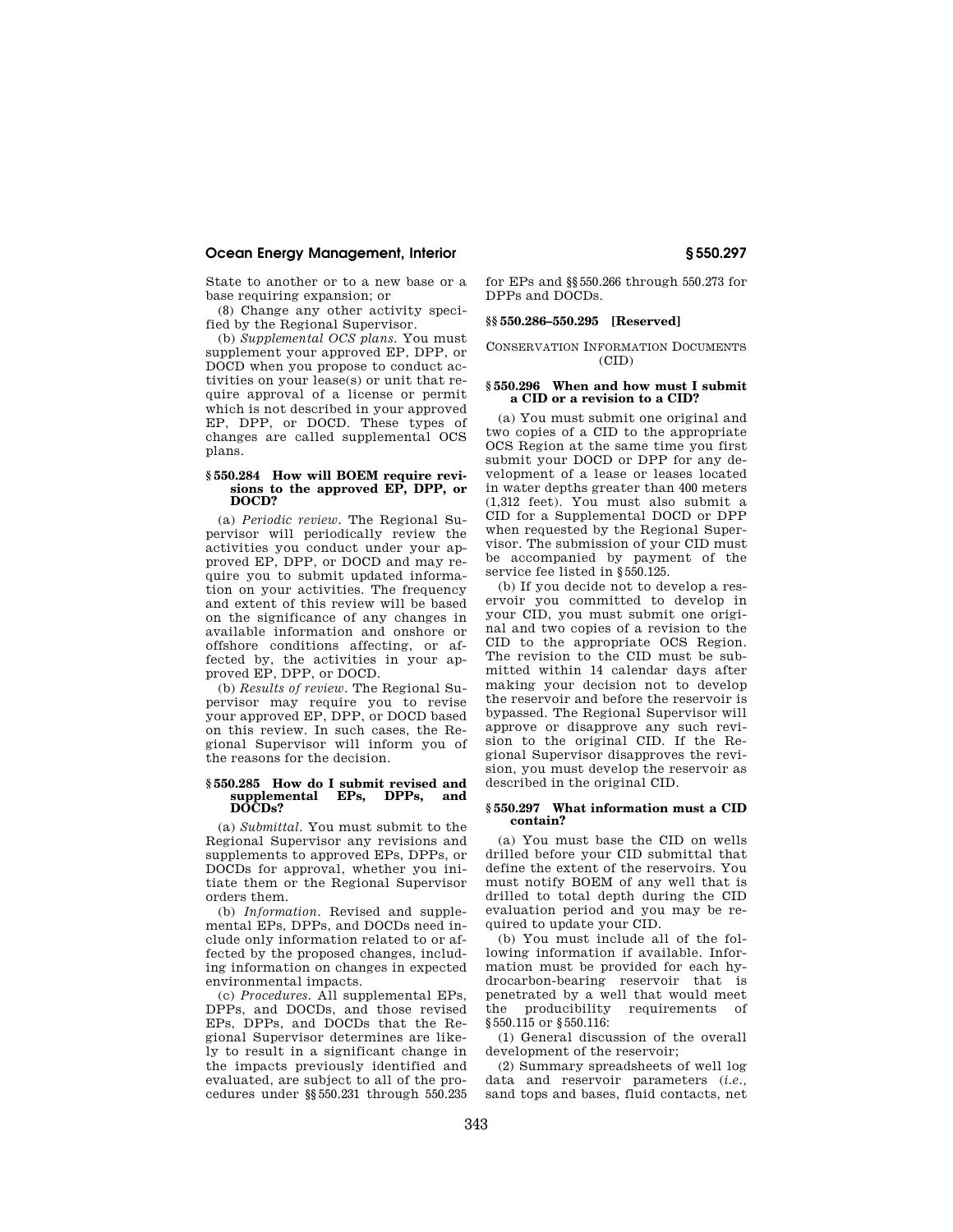State to another or to a new base or a base requiring expansion; or

(8) Change any other activity specified by the Regional Supervisor.

(b) *Supplemental OCS plans.* You must supplement your approved EP, DPP, or DOCD when you propose to conduct activities on your lease(s) or unit that require approval of a license or permit which is not described in your approved EP, DPP, or DOCD. These types of changes are called supplemental OCS plans.

### § 550.284 How will BOEM require revisions to the approved EP, DPP, or DOCD?

(a) *Periodic review.* The Regional Supervisor will periodically review the activities you conduct under your approved EP, DPP, or DOCD and may require you to submit updated information on your activities. The frequency and extent of this review will be based on the significance of any changes in available information and onshore or offshore conditions affecting, or affected by, the activities in your approved EP, DPP, or DOCD.

(b) *Results of review.* The Regional Supervisor may require you to revise your approved EP, DPP, or DOCD based on this review. In such cases, the Regional Supervisor will inform you of the reasons for the decision.

### § 550.285 How do I submit revised and supplemental EPs, DPPs, and DOCDs?

(a) *Submittal.* You must submit to the Regional Supervisor any revisions and supplements to approved EPs, DPPs, or DOCDs for approval, whether you initiate them or the Regional Supervisor orders them.

(b) *Information.* Revised and supplemental EPs, DPPs, and DOCDs need include only information related to or affected by the proposed changes, including information on changes in expected environmental impacts.

(c) *Procedures.* All supplemental EPs, DPPs, and DOCDs, and those revised EPs, DPPs, and DOCDs that the Regional Supervisor determines are likely to result in a significant change in the impacts previously identified and evaluated, are subject to all of the procedures under §§ 550.231 through 550.235 for EPs and §§ 550.266 through 550.273 for DPPs and DOCDs.

### §§ 550.286–550.295 [Reserved]

## CONSERVATION INFORMATION DOCUMENTS (CID)

### § 550.296 When and how must I submit a CID or a revision to a CID?

(a) You must submit one original and two copies of a CID to the appropriate OCS Region at the same time you first submit your DOCD or DPP for any development of a lease or leases located in water depths greater than 400 meters (1,312 feet). You must also submit a CID for a Supplemental DOCD or DPP when requested by the Regional Supervisor. The submission of your CID must be accompanied by payment of the service fee listed in § 550.125.

(b) If you decide not to develop a reservoir you committed to develop in your CID, you must submit one original and two copies of a revision to the CID to the appropriate OCS Region. The revision to the CID must be submitted within 14 calendar days after making your decision not to develop the reservoir and before the reservoir is bypassed. The Regional Supervisor will approve or disapprove any such revision to the original CID. If the Regional Supervisor disapproves the revision, you must develop the reservoir as described in the original CID.

### § 550.297 What information must a CID contain?

(a) You must base the CID on wells drilled before your CID submittal that define the extent of the reservoirs. You must notify BOEM of any well that is drilled to total depth during the CID evaluation period and you may be required to update your CID.

(b) You must include all of the following information if available. Information must be provided for each hydrocarbon-bearing reservoir that is penetrated by a well that would meet the producibility requirements of § 550.115 or § 550.116:

(1) General discussion of the overall development of the reservoir;

(2) Summary spreadsheets of well log data and reservoir parameters (*i.e.*, sand tops and bases, fluid contacts, net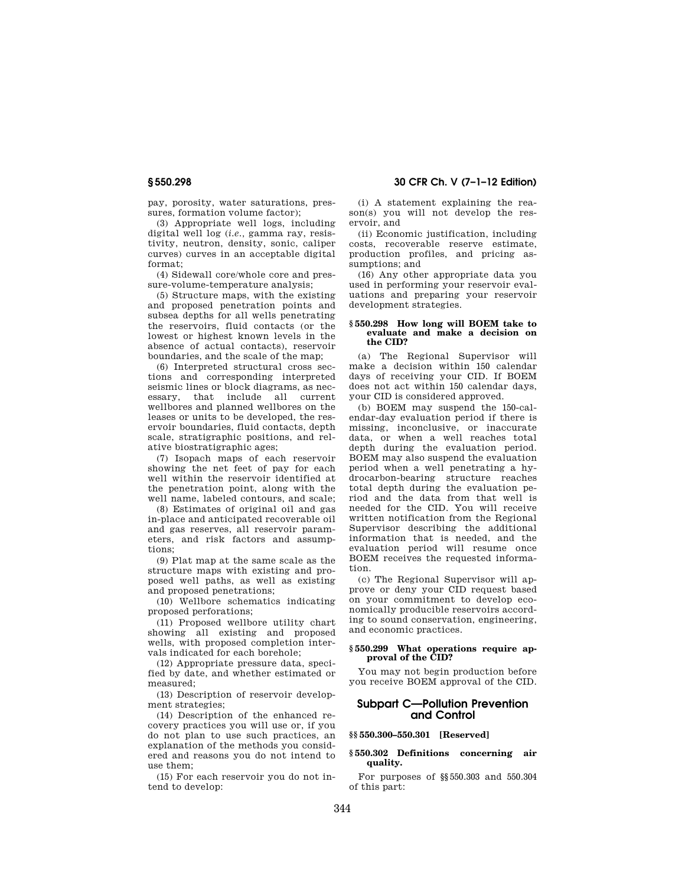pay, porosity, water saturations, pressures, formation volume factor);

(3) Appropriate well logs, including digital well log (*i.e.*, gamma ray, resistivity, neutron, density, sonic, caliper curves) curves in an acceptable digital format;

(4) Sidewall core/whole core and pressure-volume-temperature analysis;

(5) Structure maps, with the existing and proposed penetration points and subsea depths for all wells penetrating the reservoirs, fluid contacts (or the lowest or highest known levels in the absence of actual contacts), reservoir boundaries, and the scale of the map;

(6) Interpreted structural cross sections and corresponding interpreted seismic lines or block diagrams, as necessary, that include all current wellbores and planned wellbores on the leases or units to be developed, the reservoir boundaries, fluid contacts, depth scale, stratigraphic positions, and relative biostratigraphic ages;

(7) Isopach maps of each reservoir showing the net feet of pay for each well within the reservoir identified at the penetration point, along with the well name, labeled contours, and scale;

(8) Estimates of original oil and gas in-place and anticipated recoverable oil and gas reserves, all reservoir parameters, and risk factors and assumptions;

(9) Plat map at the same scale as the structure maps with existing and proposed well paths, as well as existing and proposed penetrations;

(10) Wellbore schematics indicating proposed perforations;

(11) Proposed wellbore utility chart showing all existing and proposed wells, with proposed completion intervals indicated for each borehole;

(12) Appropriate pressure data, specified by date, and whether estimated or measured;

(13) Description of reservoir development strategies;

(14) Description of the enhanced recovery practices you will use or, if you do not plan to use such practices, an explanation of the methods you considered and reasons you do not intend to use them;

(15) For each reservoir you do not intend to develop:

(i) A statement explaining the reason(s) you will not develop the reservoir, and

(ii) Economic justification, including costs, recoverable reserve estimate, production profiles, and pricing assumptions; and

(16) Any other appropriate data you used in performing your reservoir evaluations and preparing your reservoir development strategies.

#### § 550.298 How long will BOEM take to evaluate and make a decision on the CID?

(a) The Regional Supervisor will make a decision within 150 calendar days of receiving your CID. If BOEM does not act within 150 calendar days, your CID is considered approved.

(b) BOEM may suspend the 150-calendar-day evaluation period if there is missing, inconclusive, or inaccurate data, or when a well reaches total depth during the evaluation period. BOEM may also suspend the evaluation period when a well penetrating a hydrocarbon-bearing structure reaches total depth during the evaluation period and the data from that well is needed for the CID. You will receive written notification from the Regional Supervisor describing the additional information that is needed, and the evaluation period will resume once BOEM receives the requested information.

(c) The Regional Supervisor will approve or deny your CID request based on your commitment to develop economically producible reservoirs according to sound conservation, engineering, and economic practices.

#### § 550.299 What operations require approval of the CID?

You may not begin production before you receive BOEM approval of the CID.

## Subpart C—Pollution Prevention and Control

#### §§ 550.300–550.301 [Reserved]

#### § 550.302 Definitions concerning air quality.

For purposes of §§ 550.303 and 550.304 of this part: